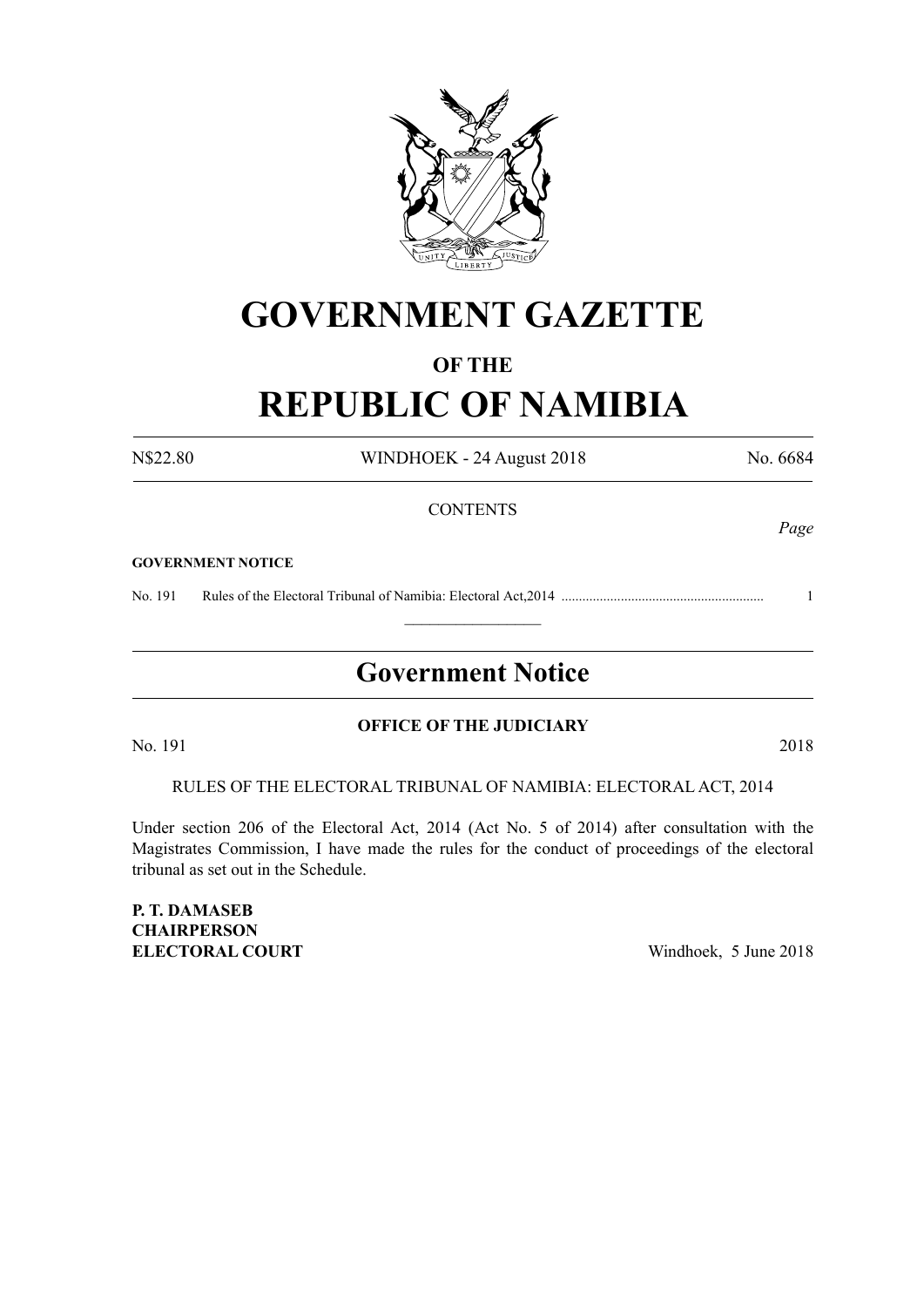# GOVERNMENT GAZETTE

## OF THE

# REPUBLIC OF NAMIBIA

N$22.80 WINDHOEK - 24 August 2018 No. 6684

CONTENTS

*Page*

**GOVERNMENT NOTICE**

No. 191 Rules of the Electoral Tribunal of Namibia: Electoral Act,2014 ........................................................ 1

---

## Government Notice

**OFFICE OF THE JUDICIARY**

No. 191 2018

RULES OF THE ELECTORAL TRIBUNAL OF NAMIBIA: ELECTORAL ACT, 2014

Under section 206 of the Electoral Act, 2014 (Act No. 5 of 2014) after consultation with the Magistrates Commission, I have made the rules for the conduct of proceedings of the electoral tribunal as set out in the Schedule.

**P. T. DAMASEB**
**CHAIRPERSON**
**ELECTORAL COURT** Windhoek, 5 June 2018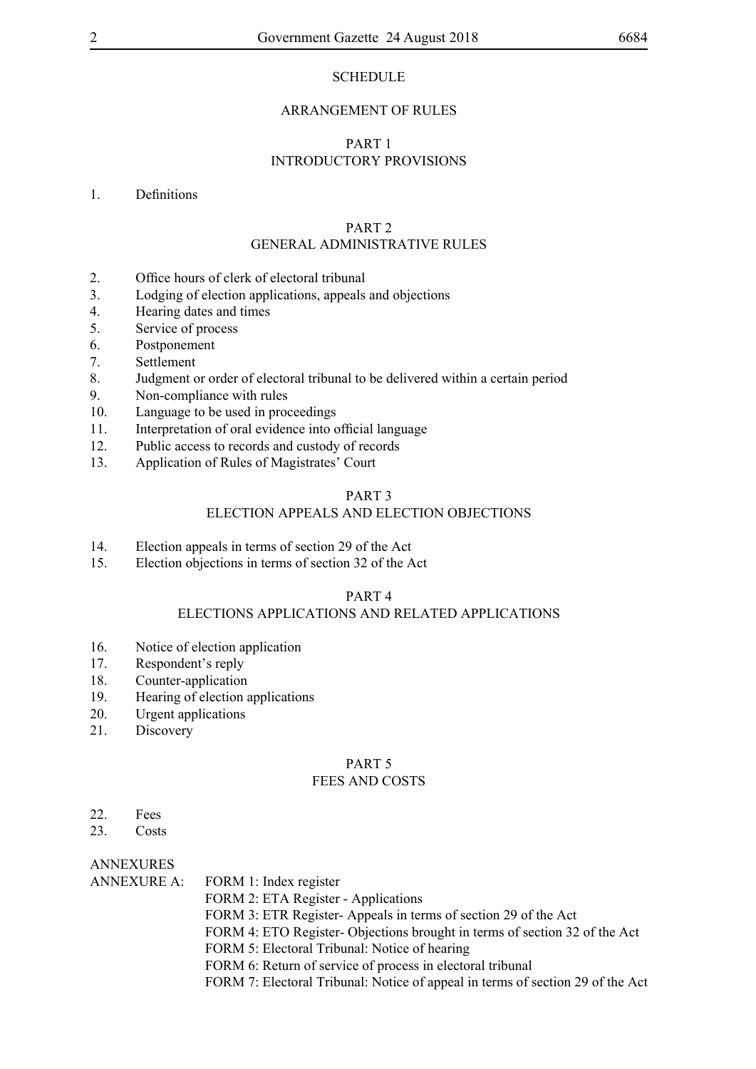# SCHEDULE

## ARRANGEMENT OF RULES

### PART 1
### INTRODUCTORY PROVISIONS

1. Definitions

### PART 2
### GENERAL ADMINISTRATIVE RULES

2. Office hours of clerk of electoral tribunal
3. Lodging of election applications, appeals and objections
4. Hearing dates and times
5. Service of process
6. Postponement
7. Settlement
8. Judgment or order of electoral tribunal to be delivered within a certain period
9. Non-compliance with rules
10. Language to be used in proceedings
11. Interpretation of oral evidence into official language
12. Public access to records and custody of records
13. Application of Rules of Magistrates' Court

### PART 3
### ELECTION APPEALS AND ELECTION OBJECTIONS

14. Election appeals in terms of section 29 of the Act
15. Election objections in terms of section 32 of the Act

### PART 4
### ELECTIONS APPLICATIONS AND RELATED APPLICATIONS

16. Notice of election application
17. Respondent's reply
18. Counter-application
19. Hearing of election applications
20. Urgent applications
21. Discovery

### PART 5
### FEES AND COSTS

22. Fees
23. Costs

ANNEXURES

ANNEXURE A:
- FORM 1: Index register
- FORM 2: ETA Register - Applications
- FORM 3: ETR Register- Appeals in terms of section 29 of the Act
- FORM 4: ETO Register- Objections brought in terms of section 32 of the Act
- FORM 5: Electoral Tribunal: Notice of hearing
- FORM 6: Return of service of process in electoral tribunal
- FORM 7: Electoral Tribunal: Notice of appeal in terms of section 29 of the Act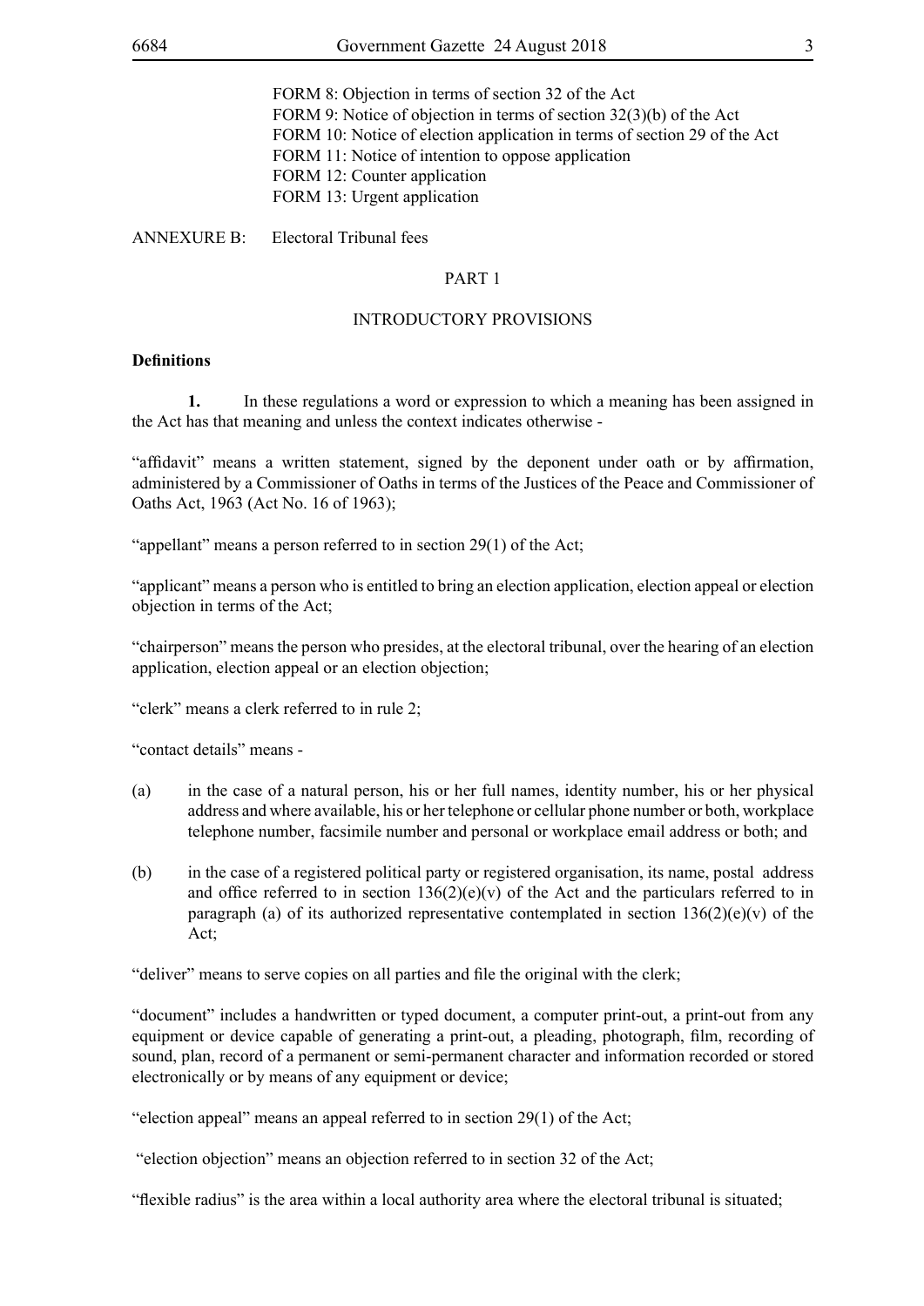FORM 8: Objection in terms of section 32 of the Act
FORM 9: Notice of objection in terms of section 32(3)(b) of the Act
FORM 10: Notice of election application in terms of section 29 of the Act
FORM 11: Notice of intention to oppose application
FORM 12: Counter application
FORM 13: Urgent application

ANNEXURE B: Electoral Tribunal fees

PART 1

INTRODUCTORY PROVISIONS

**Definitions**

**1.** In these regulations a word or expression to which a meaning has been assigned in the Act has that meaning and unless the context indicates otherwise -

"affidavit" means a written statement, signed by the deponent under oath or by affirmation, administered by a Commissioner of Oaths in terms of the Justices of the Peace and Commissioner of Oaths Act, 1963 (Act No. 16 of 1963);

"appellant" means a person referred to in section 29(1) of the Act;

"applicant" means a person who is entitled to bring an election application, election appeal or election objection in terms of the Act;

"chairperson" means the person who presides, at the electoral tribunal, over the hearing of an election application, election appeal or an election objection;

"clerk" means a clerk referred to in rule 2;

"contact details" means -

(a) in the case of a natural person, his or her full names, identity number, his or her physical address and where available, his or her telephone or cellular phone number or both, workplace telephone number, facsimile number and personal or workplace email address or both; and

(b) in the case of a registered political party or registered organisation, its name, postal address and office referred to in section 136(2)(e)(v) of the Act and the particulars referred to in paragraph (a) of its authorized representative contemplated in section 136(2)(e)(v) of the Act;

"deliver" means to serve copies on all parties and file the original with the clerk;

"document" includes a handwritten or typed document, a computer print-out, a print-out from any equipment or device capable of generating a print-out, a pleading, photograph, film, recording of sound, plan, record of a permanent or semi-permanent character and information recorded or stored electronically or by means of any equipment or device;

"election appeal" means an appeal referred to in section 29(1) of the Act;

"election objection" means an objection referred to in section 32 of the Act;

"flexible radius" is the area within a local authority area where the electoral tribunal is situated;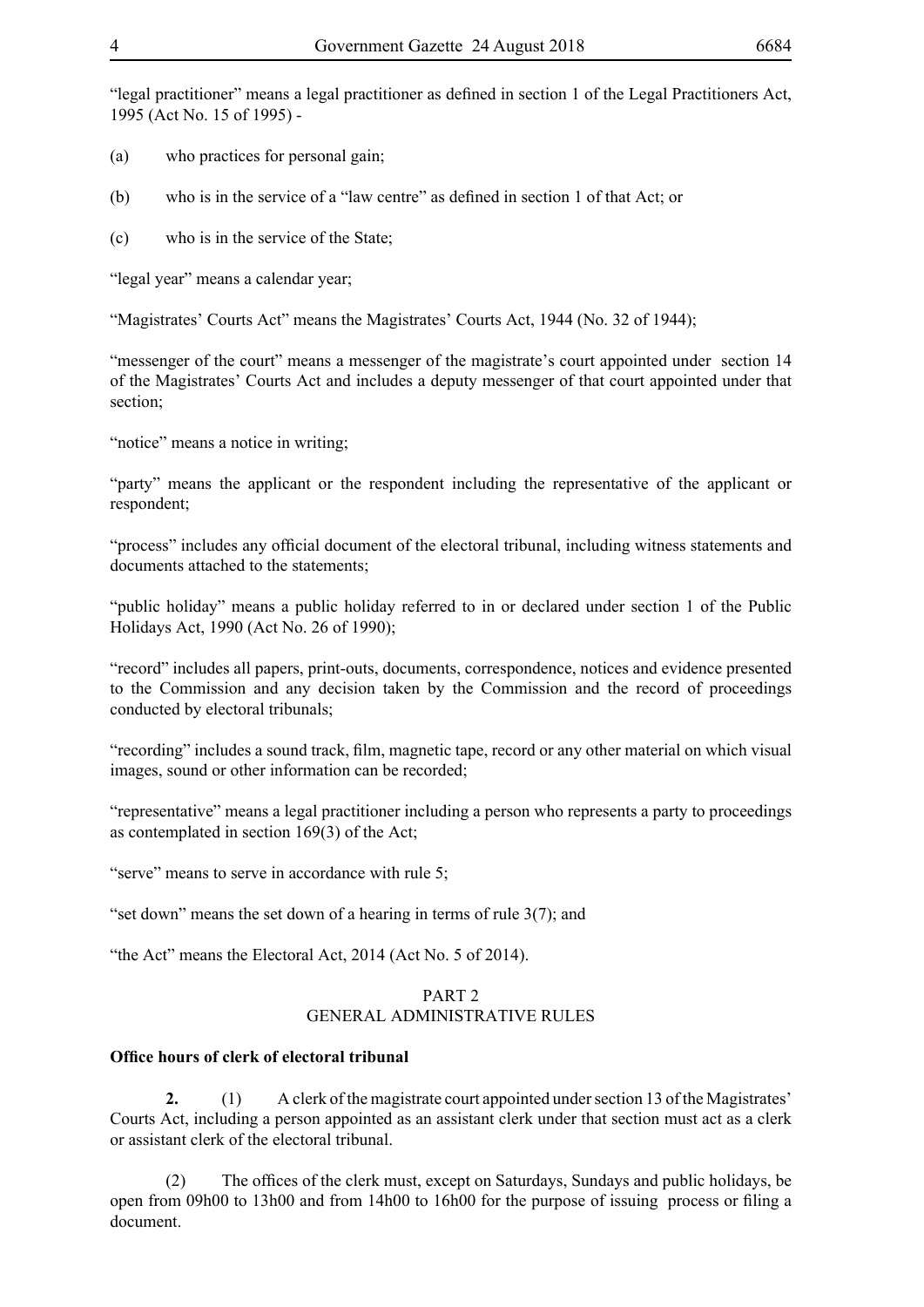"legal practitioner" means a legal practitioner as defined in section 1 of the Legal Practitioners Act, 1995 (Act No. 15 of 1995) -

(a) who practices for personal gain;

(b) who is in the service of a "law centre" as defined in section 1 of that Act; or

(c) who is in the service of the State;

"legal year" means a calendar year;

"Magistrates' Courts Act" means the Magistrates' Courts Act, 1944 (No. 32 of 1944);

"messenger of the court" means a messenger of the magistrate's court appointed under section 14 of the Magistrates' Courts Act and includes a deputy messenger of that court appointed under that section;

"notice" means a notice in writing;

"party" means the applicant or the respondent including the representative of the applicant or respondent;

"process" includes any official document of the electoral tribunal, including witness statements and documents attached to the statements;

"public holiday" means a public holiday referred to in or declared under section 1 of the Public Holidays Act, 1990 (Act No. 26 of 1990);

"record" includes all papers, print-outs, documents, correspondence, notices and evidence presented to the Commission and any decision taken by the Commission and the record of proceedings conducted by electoral tribunals;

"recording" includes a sound track, film, magnetic tape, record or any other material on which visual images, sound or other information can be recorded;

"representative" means a legal practitioner including a person who represents a party to proceedings as contemplated in section 169(3) of the Act;

"serve" means to serve in accordance with rule 5;

"set down" means the set down of a hearing in terms of rule 3(7); and

"the Act" means the Electoral Act, 2014 (Act No. 5 of 2014).

## PART 2
## GENERAL ADMINISTRATIVE RULES

### Office hours of clerk of electoral tribunal

**2.** (1) A clerk of the magistrate court appointed under section 13 of the Magistrates' Courts Act, including a person appointed as an assistant clerk under that section must act as a clerk or assistant clerk of the electoral tribunal.

(2) The offices of the clerk must, except on Saturdays, Sundays and public holidays, be open from 09h00 to 13h00 and from 14h00 to 16h00 for the purpose of issuing process or filing a document.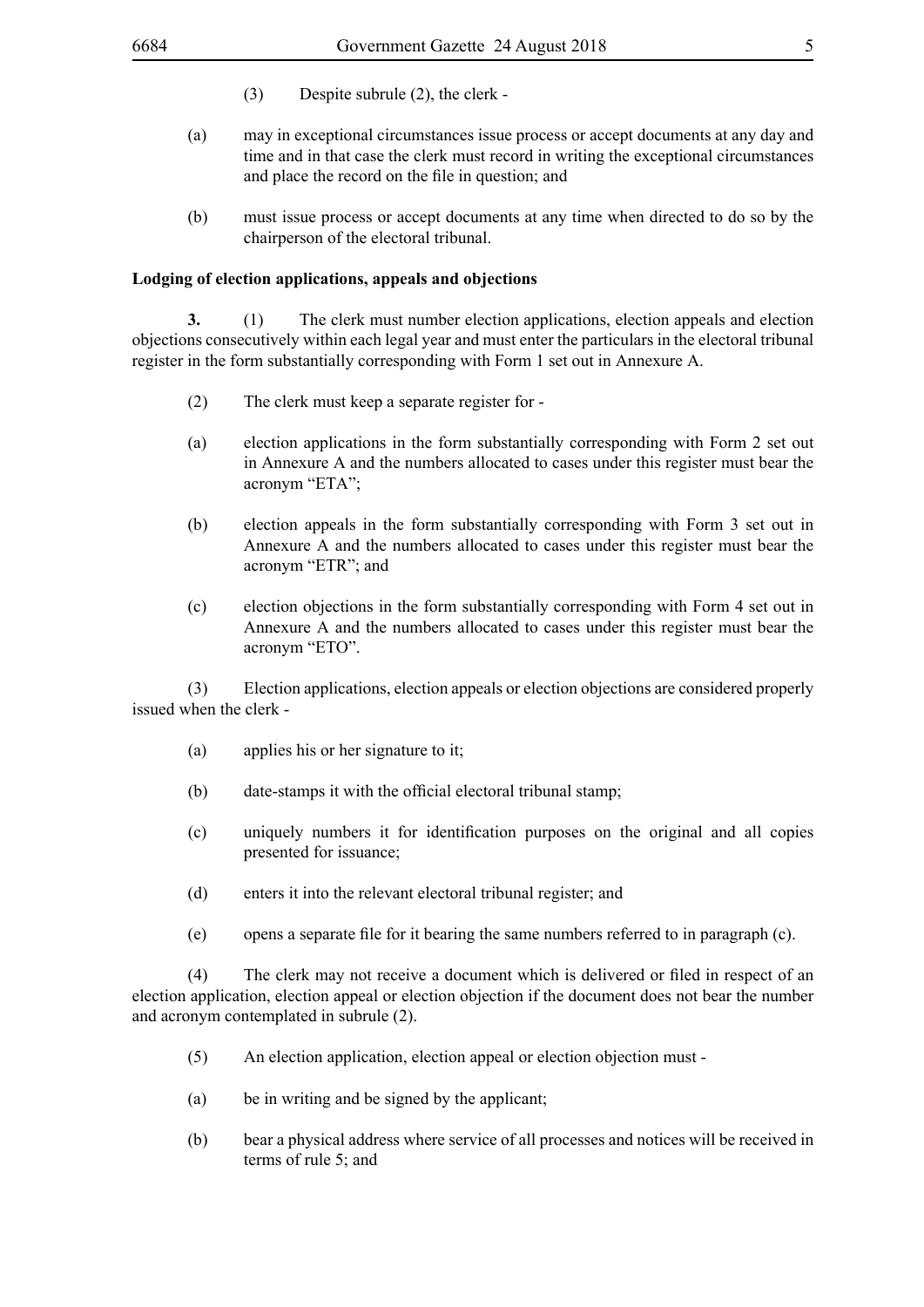(3) Despite subrule (2), the clerk -

(a) may in exceptional circumstances issue process or accept documents at any day and time and in that case the clerk must record in writing the exceptional circumstances and place the record on the file in question; and

(b) must issue process or accept documents at any time when directed to do so by the chairperson of the electoral tribunal.

**Lodging of election applications, appeals and objections**

**3.** (1) The clerk must number election applications, election appeals and election objections consecutively within each legal year and must enter the particulars in the electoral tribunal register in the form substantially corresponding with Form 1 set out in Annexure A.

(2) The clerk must keep a separate register for -

(a) election applications in the form substantially corresponding with Form 2 set out in Annexure A and the numbers allocated to cases under this register must bear the acronym "ETA";

(b) election appeals in the form substantially corresponding with Form 3 set out in Annexure A and the numbers allocated to cases under this register must bear the acronym "ETR"; and

(c) election objections in the form substantially corresponding with Form 4 set out in Annexure A and the numbers allocated to cases under this register must bear the acronym "ETO".

(3) Election applications, election appeals or election objections are considered properly issued when the clerk -

(a) applies his or her signature to it;

(b) date-stamps it with the official electoral tribunal stamp;

(c) uniquely numbers it for identification purposes on the original and all copies presented for issuance;

(d) enters it into the relevant electoral tribunal register; and

(e) opens a separate file for it bearing the same numbers referred to in paragraph (c).

(4) The clerk may not receive a document which is delivered or filed in respect of an election application, election appeal or election objection if the document does not bear the number and acronym contemplated in subrule (2).

(5) An election application, election appeal or election objection must -

(a) be in writing and be signed by the applicant;

(b) bear a physical address where service of all processes and notices will be received in terms of rule 5; and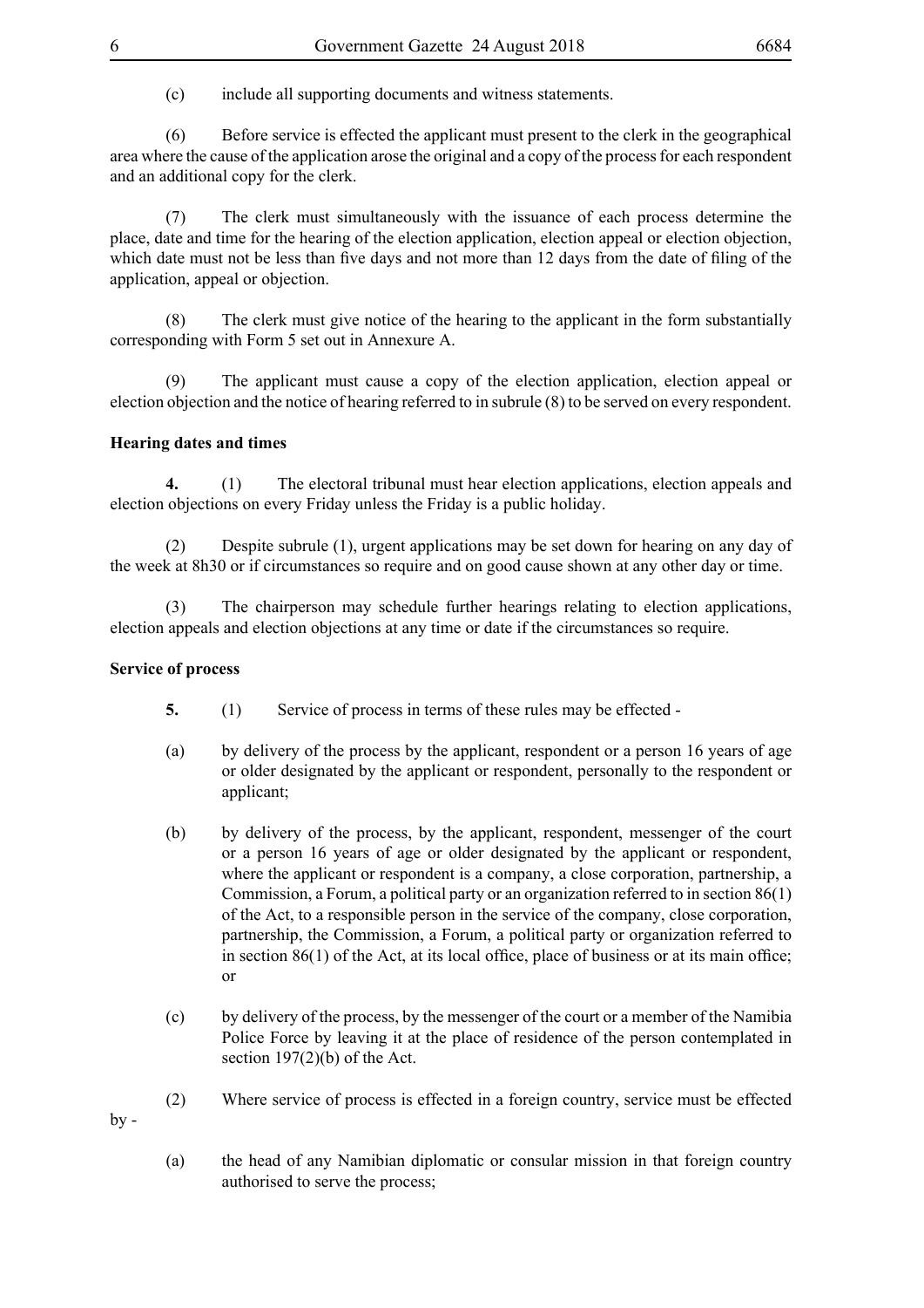(c) include all supporting documents and witness statements.

(6) Before service is effected the applicant must present to the clerk in the geographical area where the cause of the application arose the original and a copy of the process for each respondent and an additional copy for the clerk.

(7) The clerk must simultaneously with the issuance of each process determine the place, date and time for the hearing of the election application, election appeal or election objection, which date must not be less than five days and not more than 12 days from the date of filing of the application, appeal or objection.

(8) The clerk must give notice of the hearing to the applicant in the form substantially corresponding with Form 5 set out in Annexure A.

(9) The applicant must cause a copy of the election application, election appeal or election objection and the notice of hearing referred to in subrule (8) to be served on every respondent.

**Hearing dates and times**

**4.** (1) The electoral tribunal must hear election applications, election appeals and election objections on every Friday unless the Friday is a public holiday.

(2) Despite subrule (1), urgent applications may be set down for hearing on any day of the week at 8h30 or if circumstances so require and on good cause shown at any other day or time.

(3) The chairperson may schedule further hearings relating to election applications, election appeals and election objections at any time or date if the circumstances so require.

**Service of process**

**5.** (1) Service of process in terms of these rules may be effected -

(a) by delivery of the process by the applicant, respondent or a person 16 years of age or older designated by the applicant or respondent, personally to the respondent or applicant;

(b) by delivery of the process, by the applicant, respondent, messenger of the court or a person 16 years of age or older designated by the applicant or respondent, where the applicant or respondent is a company, a close corporation, partnership, a Commission, a Forum, a political party or an organization referred to in section 86(1) of the Act, to a responsible person in the service of the company, close corporation, partnership, the Commission, a Forum, a political party or organization referred to in section 86(1) of the Act, at its local office, place of business or at its main office; or

(c) by delivery of the process, by the messenger of the court or a member of the Namibia Police Force by leaving it at the place of residence of the person contemplated in section 197(2)(b) of the Act.

(2) Where service of process is effected in a foreign country, service must be effected by -

(a) the head of any Namibian diplomatic or consular mission in that foreign country authorised to serve the process;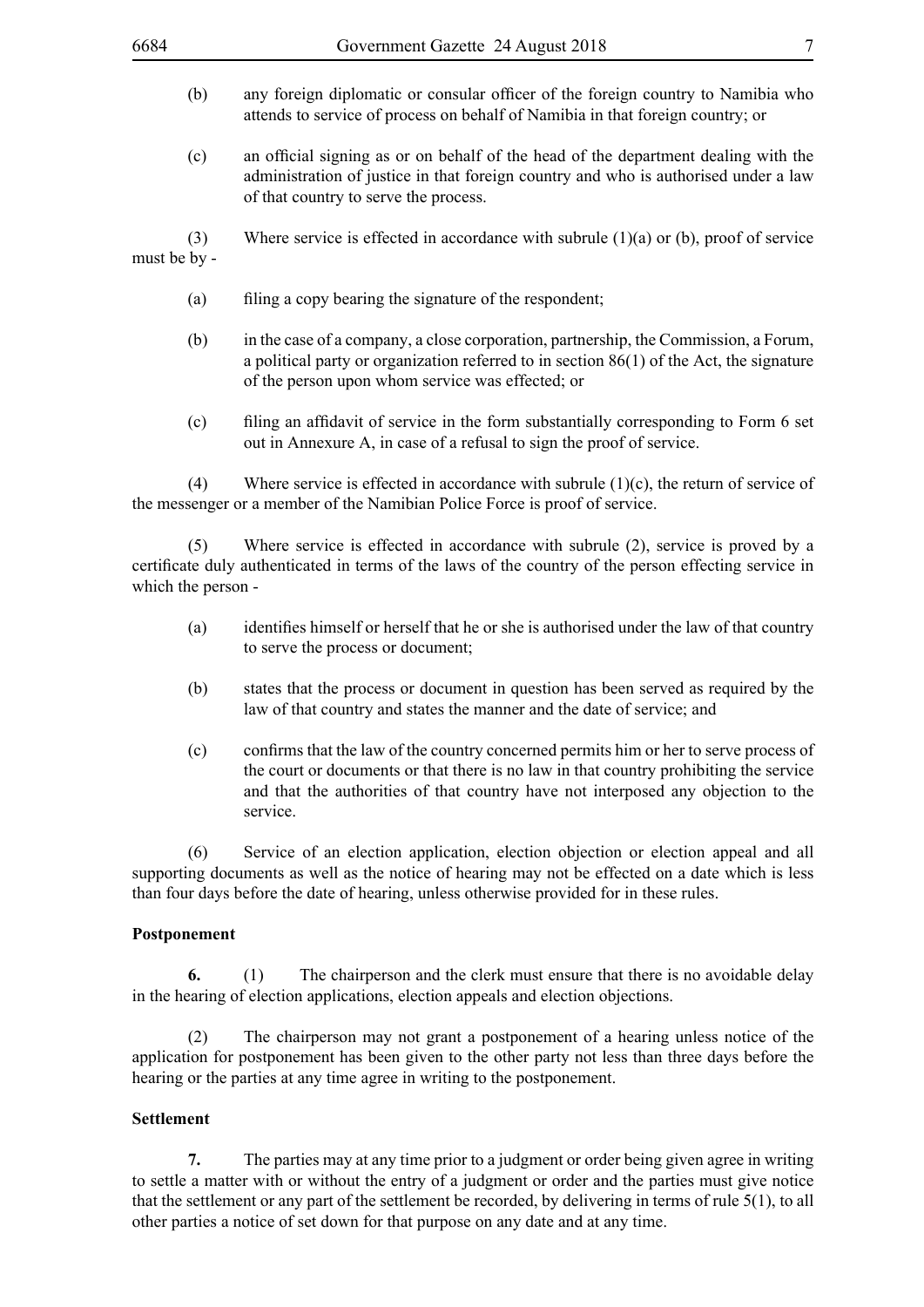(b) any foreign diplomatic or consular officer of the foreign country to Namibia who attends to service of process on behalf of Namibia in that foreign country; or

(c) an official signing as or on behalf of the head of the department dealing with the administration of justice in that foreign country and who is authorised under a law of that country to serve the process.

(3) Where service is effected in accordance with subrule (1)(a) or (b), proof of service must be by -

(a) filing a copy bearing the signature of the respondent;

(b) in the case of a company, a close corporation, partnership, the Commission, a Forum, a political party or organization referred to in section 86(1) of the Act, the signature of the person upon whom service was effected; or

(c) filing an affidavit of service in the form substantially corresponding to Form 6 set out in Annexure A, in case of a refusal to sign the proof of service.

(4) Where service is effected in accordance with subrule (1)(c), the return of service of the messenger or a member of the Namibian Police Force is proof of service.

(5) Where service is effected in accordance with subrule (2), service is proved by a certificate duly authenticated in terms of the laws of the country of the person effecting service in which the person -

(a) identifies himself or herself that he or she is authorised under the law of that country to serve the process or document;

(b) states that the process or document in question has been served as required by the law of that country and states the manner and the date of service; and

(c) confirms that the law of the country concerned permits him or her to serve process of the court or documents or that there is no law in that country prohibiting the service and that the authorities of that country have not interposed any objection to the service.

(6) Service of an election application, election objection or election appeal and all supporting documents as well as the notice of hearing may not be effected on a date which is less than four days before the date of hearing, unless otherwise provided for in these rules.

**Postponement**

**6.** (1) The chairperson and the clerk must ensure that there is no avoidable delay in the hearing of election applications, election appeals and election objections.

(2) The chairperson may not grant a postponement of a hearing unless notice of the application for postponement has been given to the other party not less than three days before the hearing or the parties at any time agree in writing to the postponement.

**Settlement**

**7.** The parties may at any time prior to a judgment or order being given agree in writing to settle a matter with or without the entry of a judgment or order and the parties must give notice that the settlement or any part of the settlement be recorded, by delivering in terms of rule 5(1), to all other parties a notice of set down for that purpose on any date and at any time.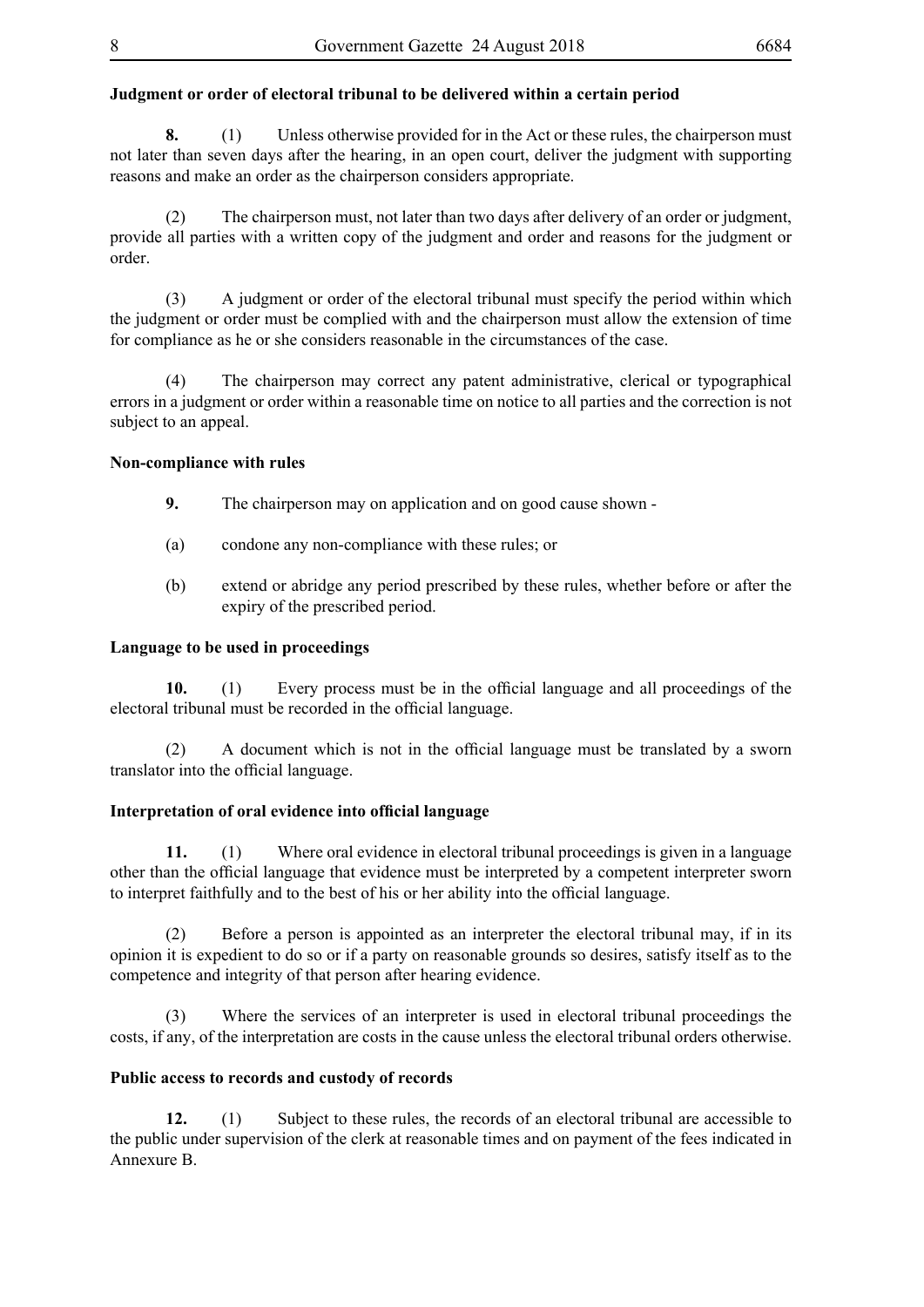**Judgment or order of electoral tribunal to be delivered within a certain period**

**8.** (1) Unless otherwise provided for in the Act or these rules, the chairperson must not later than seven days after the hearing, in an open court, deliver the judgment with supporting reasons and make an order as the chairperson considers appropriate.

(2) The chairperson must, not later than two days after delivery of an order or judgment, provide all parties with a written copy of the judgment and order and reasons for the judgment or order.

(3) A judgment or order of the electoral tribunal must specify the period within which the judgment or order must be complied with and the chairperson must allow the extension of time for compliance as he or she considers reasonable in the circumstances of the case.

(4) The chairperson may correct any patent administrative, clerical or typographical errors in a judgment or order within a reasonable time on notice to all parties and the correction is not subject to an appeal.

**Non-compliance with rules**

**9.** The chairperson may on application and on good cause shown -

(a) condone any non-compliance with these rules; or

(b) extend or abridge any period prescribed by these rules, whether before or after the expiry of the prescribed period.

**Language to be used in proceedings**

**10.** (1) Every process must be in the official language and all proceedings of the electoral tribunal must be recorded in the official language.

(2) A document which is not in the official language must be translated by a sworn translator into the official language.

**Interpretation of oral evidence into official language**

**11.** (1) Where oral evidence in electoral tribunal proceedings is given in a language other than the official language that evidence must be interpreted by a competent interpreter sworn to interpret faithfully and to the best of his or her ability into the official language.

(2) Before a person is appointed as an interpreter the electoral tribunal may, if in its opinion it is expedient to do so or if a party on reasonable grounds so desires, satisfy itself as to the competence and integrity of that person after hearing evidence.

(3) Where the services of an interpreter is used in electoral tribunal proceedings the costs, if any, of the interpretation are costs in the cause unless the electoral tribunal orders otherwise.

**Public access to records and custody of records**

**12.** (1) Subject to these rules, the records of an electoral tribunal are accessible to the public under supervision of the clerk at reasonable times and on payment of the fees indicated in Annexure B.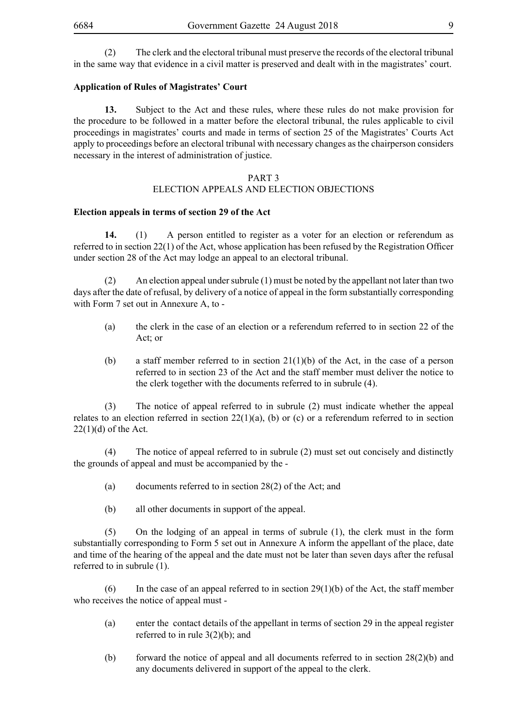(2) The clerk and the electoral tribunal must preserve the records of the electoral tribunal in the same way that evidence in a civil matter is preserved and dealt with in the magistrates' court.

**Application of Rules of Magistrates' Court**

**13.** Subject to the Act and these rules, where these rules do not make provision for the procedure to be followed in a matter before the electoral tribunal, the rules applicable to civil proceedings in magistrates' courts and made in terms of section 25 of the Magistrates' Courts Act apply to proceedings before an electoral tribunal with necessary changes as the chairperson considers necessary in the interest of administration of justice.

## PART 3
## ELECTION APPEALS AND ELECTION OBJECTIONS

**Election appeals in terms of section 29 of the Act**

**14.** (1) A person entitled to register as a voter for an election or referendum as referred to in section 22(1) of the Act, whose application has been refused by the Registration Officer under section 28 of the Act may lodge an appeal to an electoral tribunal.

(2) An election appeal under subrule (1) must be noted by the appellant not later than two days after the date of refusal, by delivery of a notice of appeal in the form substantially corresponding with Form 7 set out in Annexure A, to -

(a) the clerk in the case of an election or a referendum referred to in section 22 of the Act; or

(b) a staff member referred to in section 21(1)(b) of the Act, in the case of a person referred to in section 23 of the Act and the staff member must deliver the notice to the clerk together with the documents referred to in subrule (4).

(3) The notice of appeal referred to in subrule (2) must indicate whether the appeal relates to an election referred in section 22(1)(a), (b) or (c) or a referendum referred to in section 22(1)(d) of the Act.

(4) The notice of appeal referred to in subrule (2) must set out concisely and distinctly the grounds of appeal and must be accompanied by the -

(a) documents referred to in section 28(2) of the Act; and

(b) all other documents in support of the appeal.

(5) On the lodging of an appeal in terms of subrule (1), the clerk must in the form substantially corresponding to Form 5 set out in Annexure A inform the appellant of the place, date and time of the hearing of the appeal and the date must not be later than seven days after the refusal referred to in subrule (1).

(6) In the case of an appeal referred to in section 29(1)(b) of the Act, the staff member who receives the notice of appeal must -

(a) enter the contact details of the appellant in terms of section 29 in the appeal register referred to in rule 3(2)(b); and

(b) forward the notice of appeal and all documents referred to in section 28(2)(b) and any documents delivered in support of the appeal to the clerk.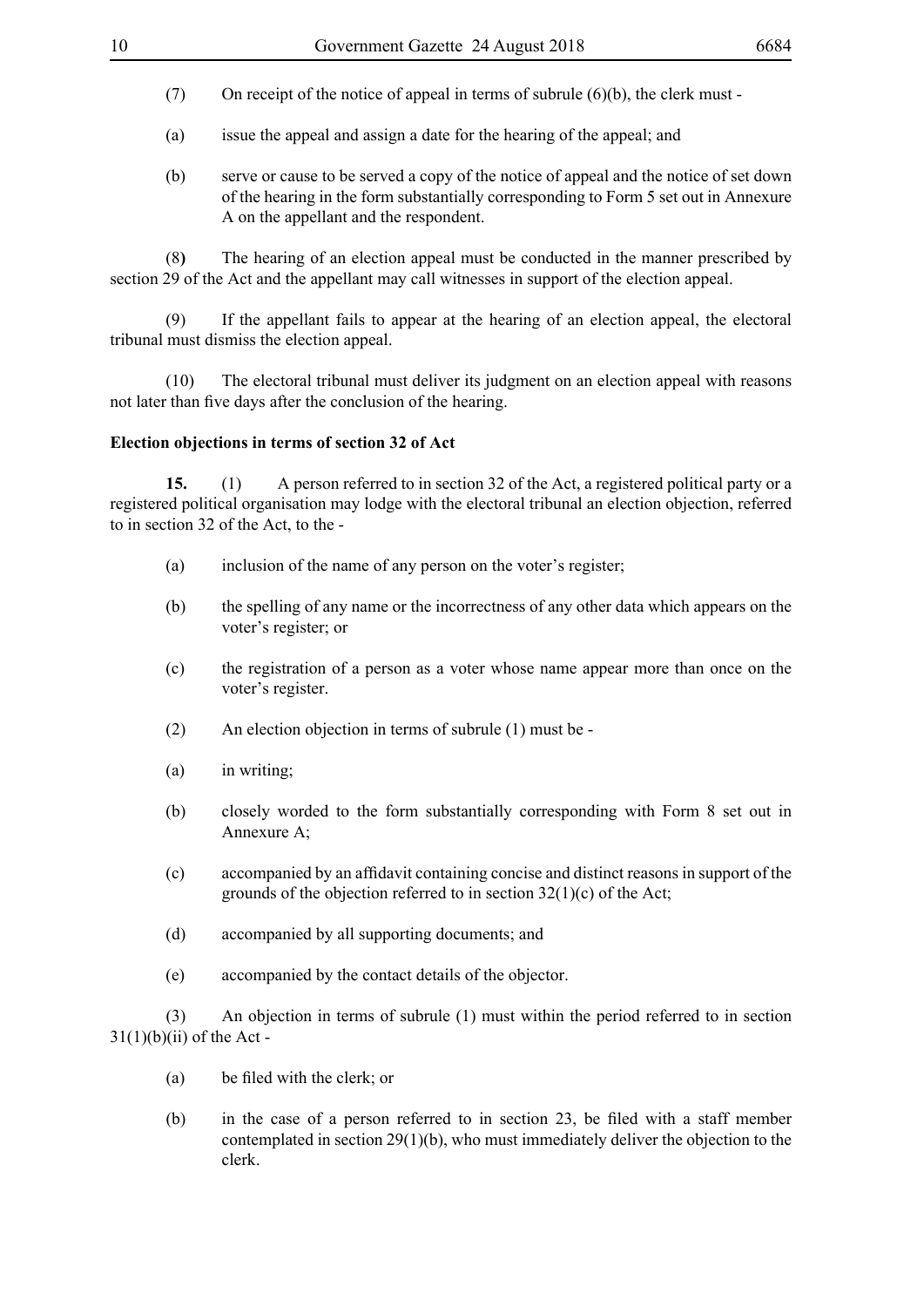(7) On receipt of the notice of appeal in terms of subrule (6)(b), the clerk must -

(a) issue the appeal and assign a date for the hearing of the appeal; and

(b) serve or cause to be served a copy of the notice of appeal and the notice of set down of the hearing in the form substantially corresponding to Form 5 set out in Annexure A on the appellant and the respondent.

(8) The hearing of an election appeal must be conducted in the manner prescribed by section 29 of the Act and the appellant may call witnesses in support of the election appeal.

(9) If the appellant fails to appear at the hearing of an election appeal, the electoral tribunal must dismiss the election appeal.

(10) The electoral tribunal must deliver its judgment on an election appeal with reasons not later than five days after the conclusion of the hearing.

**Election objections in terms of section 32 of Act**

**15.** (1) A person referred to in section 32 of the Act, a registered political party or a registered political organisation may lodge with the electoral tribunal an election objection, referred to in section 32 of the Act, to the -

(a) inclusion of the name of any person on the voter's register;

(b) the spelling of any name or the incorrectness of any other data which appears on the voter's register; or

(c) the registration of a person as a voter whose name appear more than once on the voter's register.

(2) An election objection in terms of subrule (1) must be -

(a) in writing;

(b) closely worded to the form substantially corresponding with Form 8 set out in Annexure A;

(c) accompanied by an affidavit containing concise and distinct reasons in support of the grounds of the objection referred to in section 32(1)(c) of the Act;

(d) accompanied by all supporting documents; and

(e) accompanied by the contact details of the objector.

(3) An objection in terms of subrule (1) must within the period referred to in section 31(1)(b)(ii) of the Act -

(a) be filed with the clerk; or

(b) in the case of a person referred to in section 23, be filed with a staff member contemplated in section 29(1)(b), who must immediately deliver the objection to the clerk.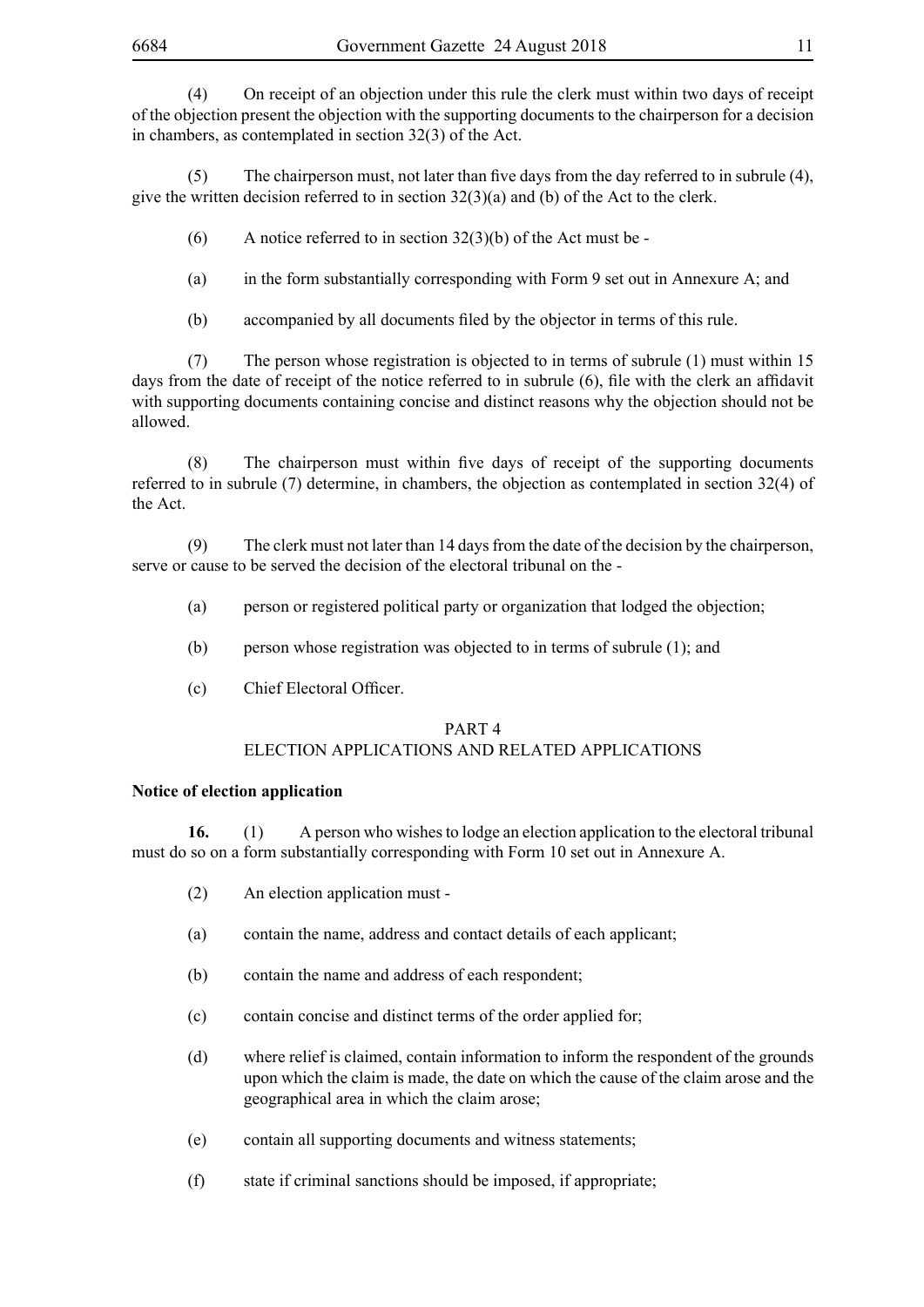(4) On receipt of an objection under this rule the clerk must within two days of receipt of the objection present the objection with the supporting documents to the chairperson for a decision in chambers, as contemplated in section 32(3) of the Act.

(5) The chairperson must, not later than five days from the day referred to in subrule (4), give the written decision referred to in section 32(3)(a) and (b) of the Act to the clerk.

(6) A notice referred to in section 32(3)(b) of the Act must be -

(a) in the form substantially corresponding with Form 9 set out in Annexure A; and

(b) accompanied by all documents filed by the objector in terms of this rule.

(7) The person whose registration is objected to in terms of subrule (1) must within 15 days from the date of receipt of the notice referred to in subrule (6), file with the clerk an affidavit with supporting documents containing concise and distinct reasons why the objection should not be allowed.

(8) The chairperson must within five days of receipt of the supporting documents referred to in subrule (7) determine, in chambers, the objection as contemplated in section 32(4) of the Act.

(9) The clerk must not later than 14 days from the date of the decision by the chairperson, serve or cause to be served the decision of the electoral tribunal on the -

(a) person or registered political party or organization that lodged the objection;

(b) person whose registration was objected to in terms of subrule (1); and

(c) Chief Electoral Officer.

## PART 4
## ELECTION APPLICATIONS AND RELATED APPLICATIONS

**Notice of election application**

**16.** (1) A person who wishes to lodge an election application to the electoral tribunal must do so on a form substantially corresponding with Form 10 set out in Annexure A.

(2) An election application must -

(a) contain the name, address and contact details of each applicant;

(b) contain the name and address of each respondent;

(c) contain concise and distinct terms of the order applied for;

(d) where relief is claimed, contain information to inform the respondent of the grounds upon which the claim is made, the date on which the cause of the claim arose and the geographical area in which the claim arose;

(e) contain all supporting documents and witness statements;

(f) state if criminal sanctions should be imposed, if appropriate;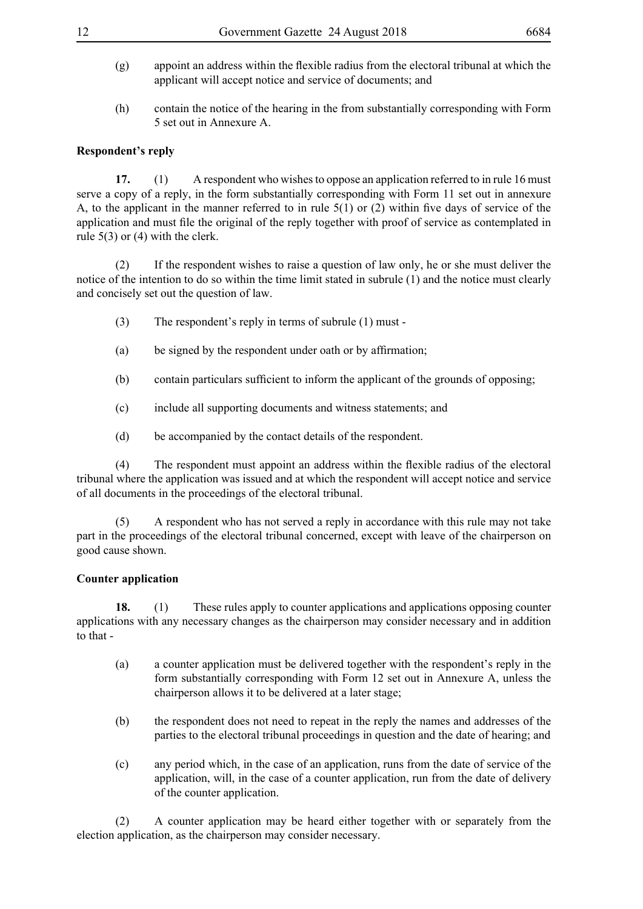(g) appoint an address within the flexible radius from the electoral tribunal at which the applicant will accept notice and service of documents; and

(h) contain the notice of the hearing in the from substantially corresponding with Form 5 set out in Annexure A.

**Respondent's reply**

**17.** (1) A respondent who wishes to oppose an application referred to in rule 16 must serve a copy of a reply, in the form substantially corresponding with Form 11 set out in annexure A, to the applicant in the manner referred to in rule 5(1) or (2) within five days of service of the application and must file the original of the reply together with proof of service as contemplated in rule 5(3) or (4) with the clerk.

(2) If the respondent wishes to raise a question of law only, he or she must deliver the notice of the intention to do so within the time limit stated in subrule (1) and the notice must clearly and concisely set out the question of law.

(3) The respondent's reply in terms of subrule (1) must -

(a) be signed by the respondent under oath or by affirmation;

(b) contain particulars sufficient to inform the applicant of the grounds of opposing;

(c) include all supporting documents and witness statements; and

(d) be accompanied by the contact details of the respondent.

(4) The respondent must appoint an address within the flexible radius of the electoral tribunal where the application was issued and at which the respondent will accept notice and service of all documents in the proceedings of the electoral tribunal.

(5) A respondent who has not served a reply in accordance with this rule may not take part in the proceedings of the electoral tribunal concerned, except with leave of the chairperson on good cause shown.

**Counter application**

**18.** (1) These rules apply to counter applications and applications opposing counter applications with any necessary changes as the chairperson may consider necessary and in addition to that -

(a) a counter application must be delivered together with the respondent's reply in the form substantially corresponding with Form 12 set out in Annexure A, unless the chairperson allows it to be delivered at a later stage;

(b) the respondent does not need to repeat in the reply the names and addresses of the parties to the electoral tribunal proceedings in question and the date of hearing; and

(c) any period which, in the case of an application, runs from the date of service of the application, will, in the case of a counter application, run from the date of delivery of the counter application.

(2) A counter application may be heard either together with or separately from the election application, as the chairperson may consider necessary.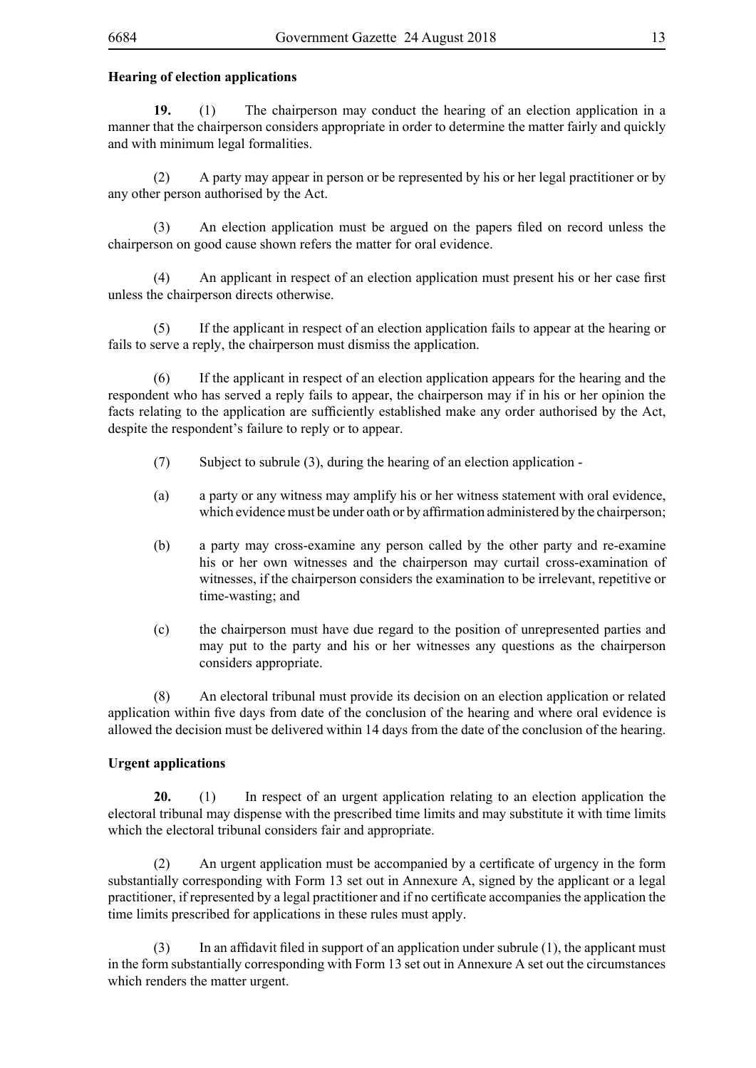**Hearing of election applications**

**19.** (1) The chairperson may conduct the hearing of an election application in a manner that the chairperson considers appropriate in order to determine the matter fairly and quickly and with minimum legal formalities.

(2) A party may appear in person or be represented by his or her legal practitioner or by any other person authorised by the Act.

(3) An election application must be argued on the papers filed on record unless the chairperson on good cause shown refers the matter for oral evidence.

(4) An applicant in respect of an election application must present his or her case first unless the chairperson directs otherwise.

(5) If the applicant in respect of an election application fails to appear at the hearing or fails to serve a reply, the chairperson must dismiss the application.

(6) If the applicant in respect of an election application appears for the hearing and the respondent who has served a reply fails to appear, the chairperson may if in his or her opinion the facts relating to the application are sufficiently established make any order authorised by the Act, despite the respondent's failure to reply or to appear.

(7) Subject to subrule (3), during the hearing of an election application -

(a) a party or any witness may amplify his or her witness statement with oral evidence, which evidence must be under oath or by affirmation administered by the chairperson;

(b) a party may cross-examine any person called by the other party and re-examine his or her own witnesses and the chairperson may curtail cross-examination of witnesses, if the chairperson considers the examination to be irrelevant, repetitive or time-wasting; and

(c) the chairperson must have due regard to the position of unrepresented parties and may put to the party and his or her witnesses any questions as the chairperson considers appropriate.

(8) An electoral tribunal must provide its decision on an election application or related application within five days from date of the conclusion of the hearing and where oral evidence is allowed the decision must be delivered within 14 days from the date of the conclusion of the hearing.

**Urgent applications**

**20.** (1) In respect of an urgent application relating to an election application the electoral tribunal may dispense with the prescribed time limits and may substitute it with time limits which the electoral tribunal considers fair and appropriate.

(2) An urgent application must be accompanied by a certificate of urgency in the form substantially corresponding with Form 13 set out in Annexure A, signed by the applicant or a legal practitioner, if represented by a legal practitioner and if no certificate accompanies the application the time limits prescribed for applications in these rules must apply.

(3) In an affidavit filed in support of an application under subrule (1), the applicant must in the form substantially corresponding with Form 13 set out in Annexure A set out the circumstances which renders the matter urgent.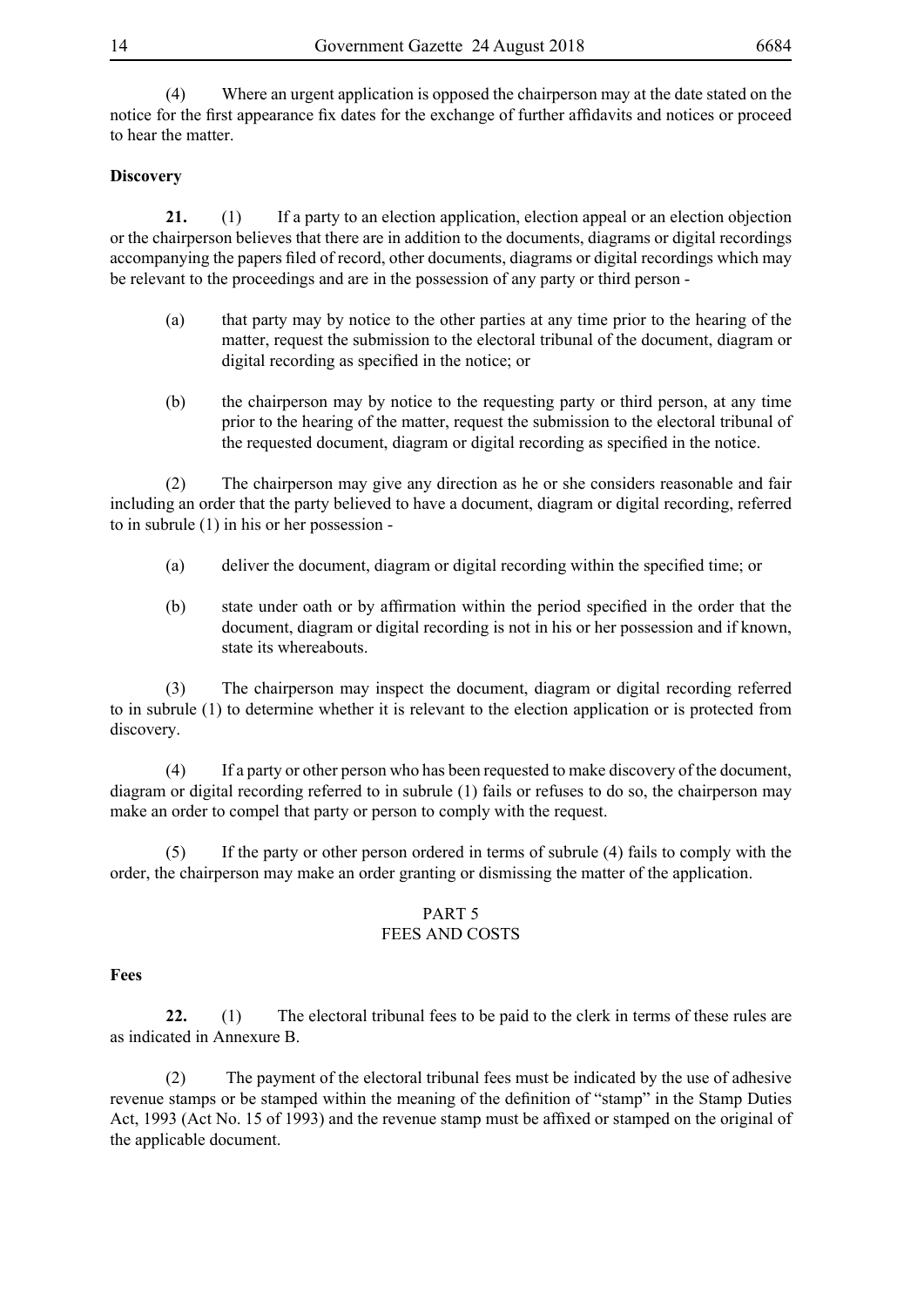(4) Where an urgent application is opposed the chairperson may at the date stated on the notice for the first appearance fix dates for the exchange of further affidavits and notices or proceed to hear the matter.

**Discovery**

**21.** (1) If a party to an election application, election appeal or an election objection or the chairperson believes that there are in addition to the documents, diagrams or digital recordings accompanying the papers filed of record, other documents, diagrams or digital recordings which may be relevant to the proceedings and are in the possession of any party or third person -

(a) that party may by notice to the other parties at any time prior to the hearing of the matter, request the submission to the electoral tribunal of the document, diagram or digital recording as specified in the notice; or

(b) the chairperson may by notice to the requesting party or third person, at any time prior to the hearing of the matter, request the submission to the electoral tribunal of the requested document, diagram or digital recording as specified in the notice.

(2) The chairperson may give any direction as he or she considers reasonable and fair including an order that the party believed to have a document, diagram or digital recording, referred to in subrule (1) in his or her possession -

(a) deliver the document, diagram or digital recording within the specified time; or

(b) state under oath or by affirmation within the period specified in the order that the document, diagram or digital recording is not in his or her possession and if known, state its whereabouts.

(3) The chairperson may inspect the document, diagram or digital recording referred to in subrule (1) to determine whether it is relevant to the election application or is protected from discovery.

(4) If a party or other person who has been requested to make discovery of the document, diagram or digital recording referred to in subrule (1) fails or refuses to do so, the chairperson may make an order to compel that party or person to comply with the request.

(5) If the party or other person ordered in terms of subrule (4) fails to comply with the order, the chairperson may make an order granting or dismissing the matter of the application.

## PART 5
## FEES AND COSTS

**Fees**

**22.** (1) The electoral tribunal fees to be paid to the clerk in terms of these rules are as indicated in Annexure B.

(2) The payment of the electoral tribunal fees must be indicated by the use of adhesive revenue stamps or be stamped within the meaning of the definition of "stamp" in the Stamp Duties Act, 1993 (Act No. 15 of 1993) and the revenue stamp must be affixed or stamped on the original of the applicable document.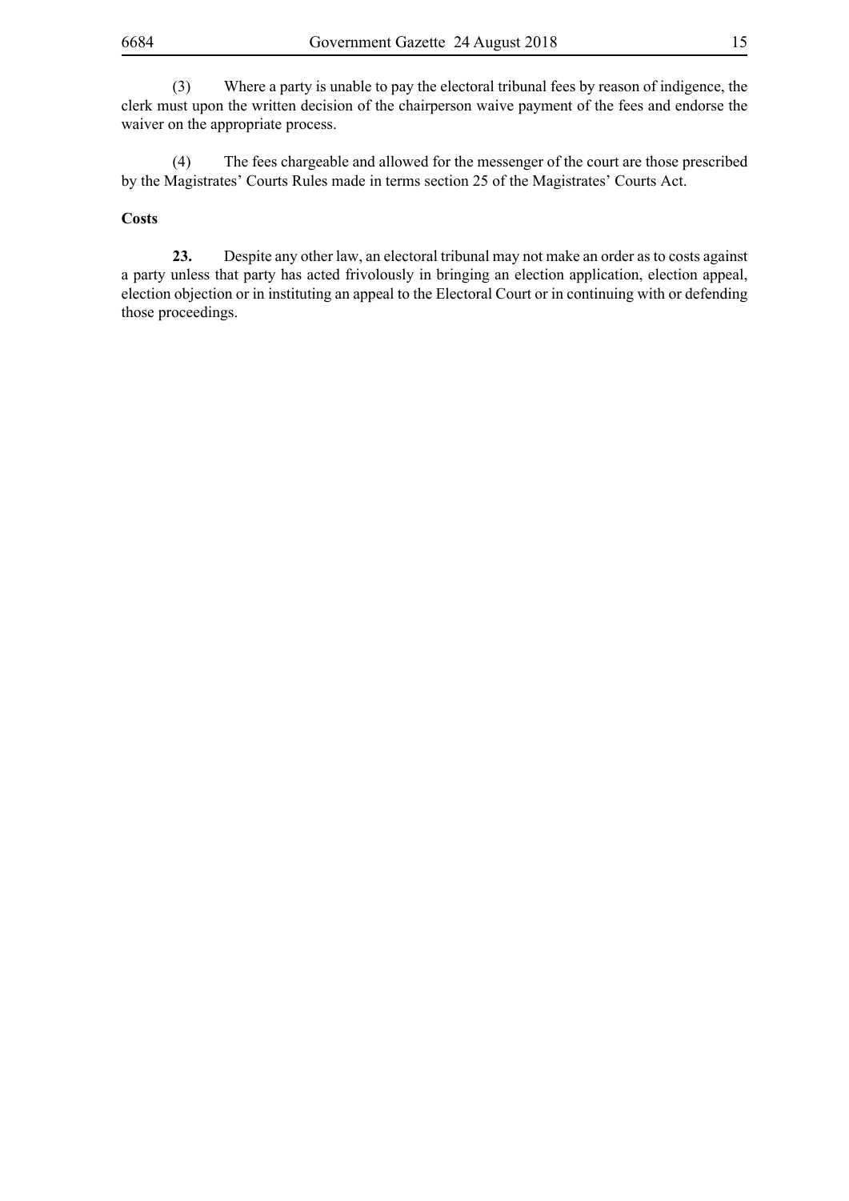(3) Where a party is unable to pay the electoral tribunal fees by reason of indigence, the clerk must upon the written decision of the chairperson waive payment of the fees and endorse the waiver on the appropriate process.

(4) The fees chargeable and allowed for the messenger of the court are those prescribed by the Magistrates' Courts Rules made in terms section 25 of the Magistrates' Courts Act.

**Costs**

**23.** Despite any other law, an electoral tribunal may not make an order as to costs against a party unless that party has acted frivolously in bringing an election application, election appeal, election objection or in instituting an appeal to the Electoral Court or in continuing with or defending those proceedings.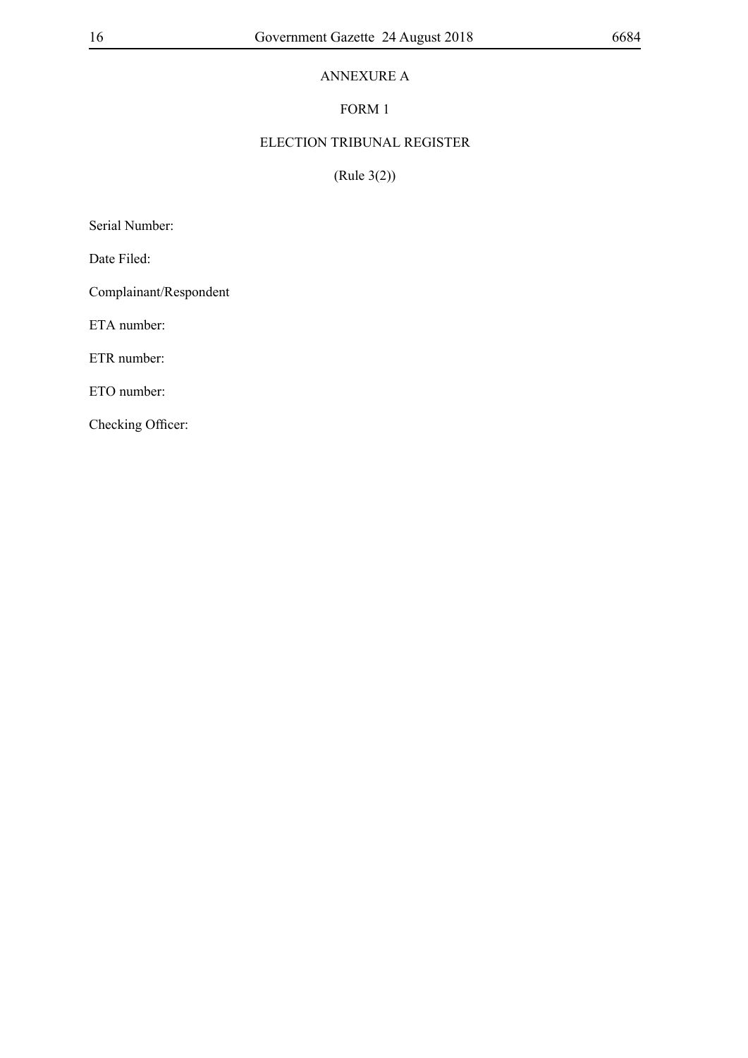## ANNEXURE A

### FORM 1

### ELECTION TRIBUNAL REGISTER

(Rule 3(2))

Serial Number:

Date Filed:

Complainant/Respondent

ETA number:

ETR number:

ETO number:

Checking Officer: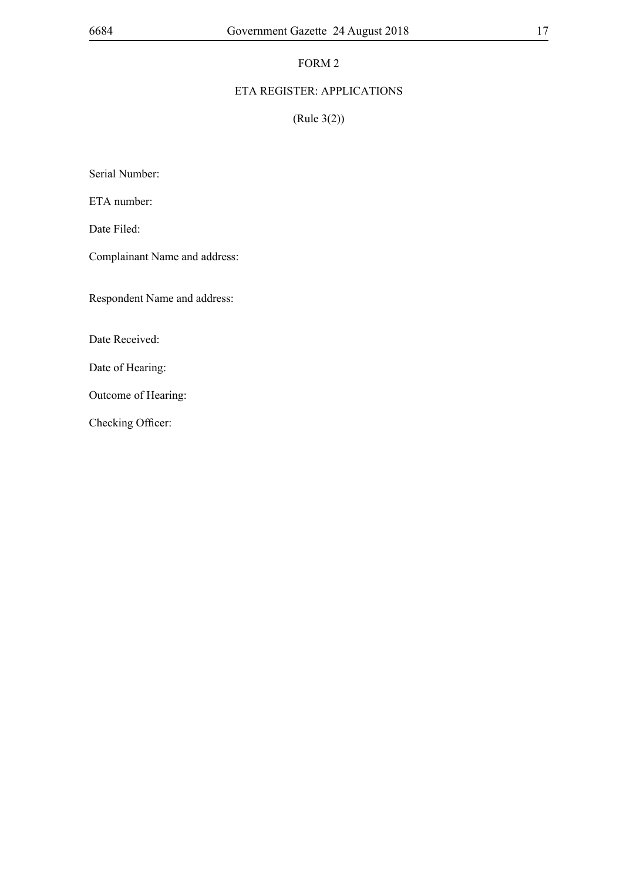# FORM 2

## ETA REGISTER: APPLICATIONS

(Rule 3(2))

Serial Number:

ETA number:

Date Filed:

Complainant Name and address:

Respondent Name and address:

Date Received:

Date of Hearing:

Outcome of Hearing:

Checking Officer: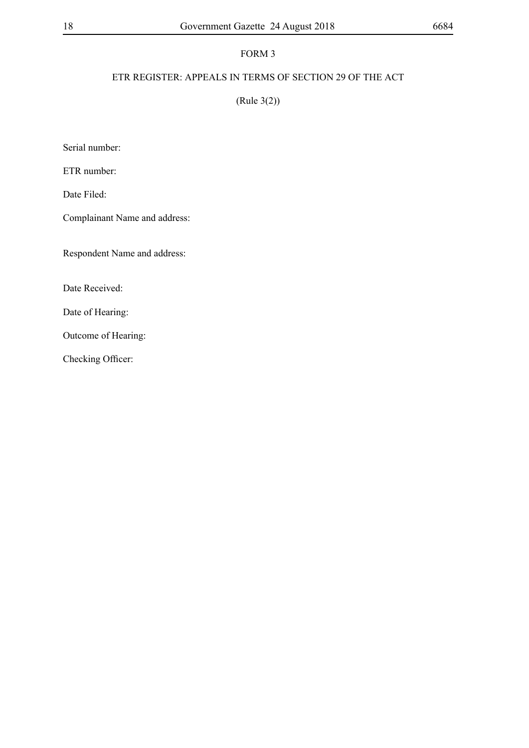# FORM 3

## ETR REGISTER: APPEALS IN TERMS OF SECTION 29 OF THE ACT

(Rule 3(2))

Serial number:

ETR number:

Date Filed:

Complainant Name and address:

Respondent Name and address:

Date Received:

Date of Hearing:

Outcome of Hearing:

Checking Officer: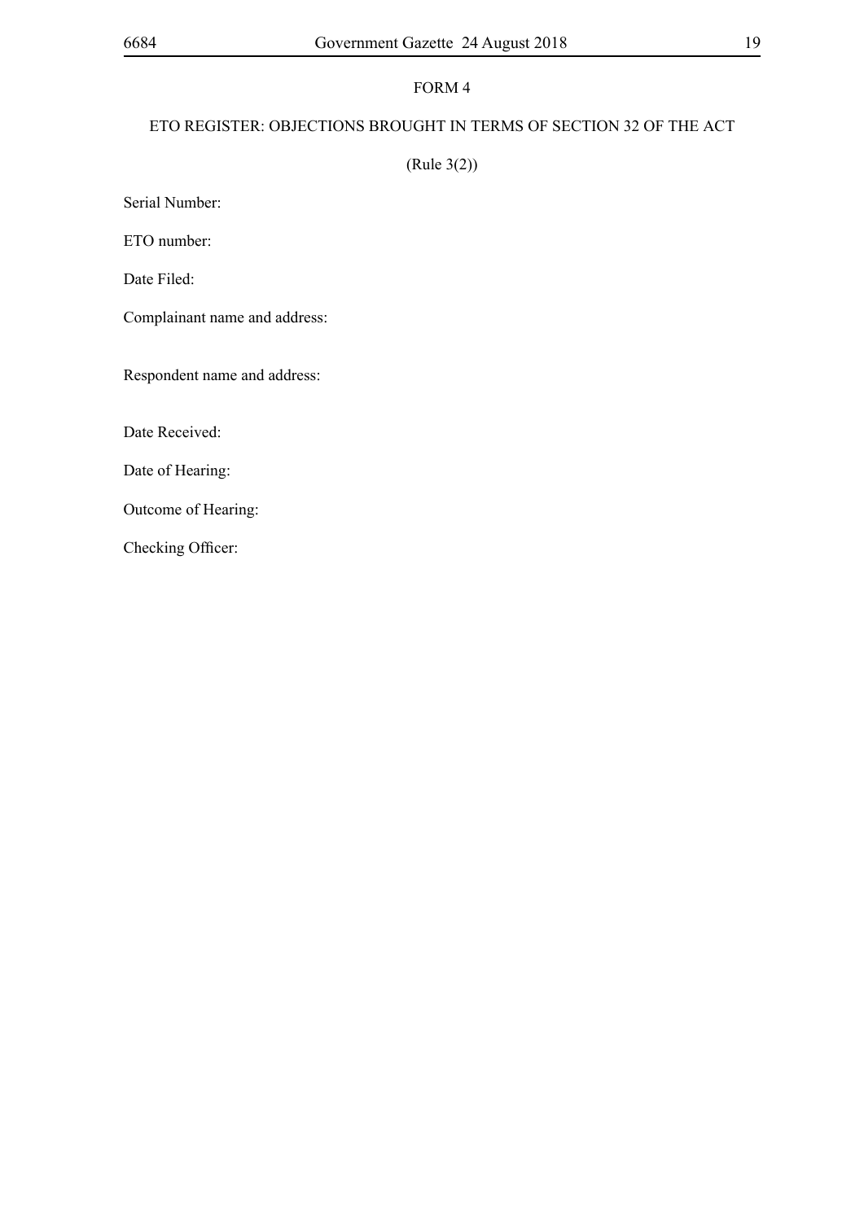# FORM 4

## ETO REGISTER: OBJECTIONS BROUGHT IN TERMS OF SECTION 32 OF THE ACT

(Rule 3(2))

Serial Number:

ETO number:

Date Filed:

Complainant name and address:

Respondent name and address:

Date Received:

Date of Hearing:

Outcome of Hearing:

Checking Officer: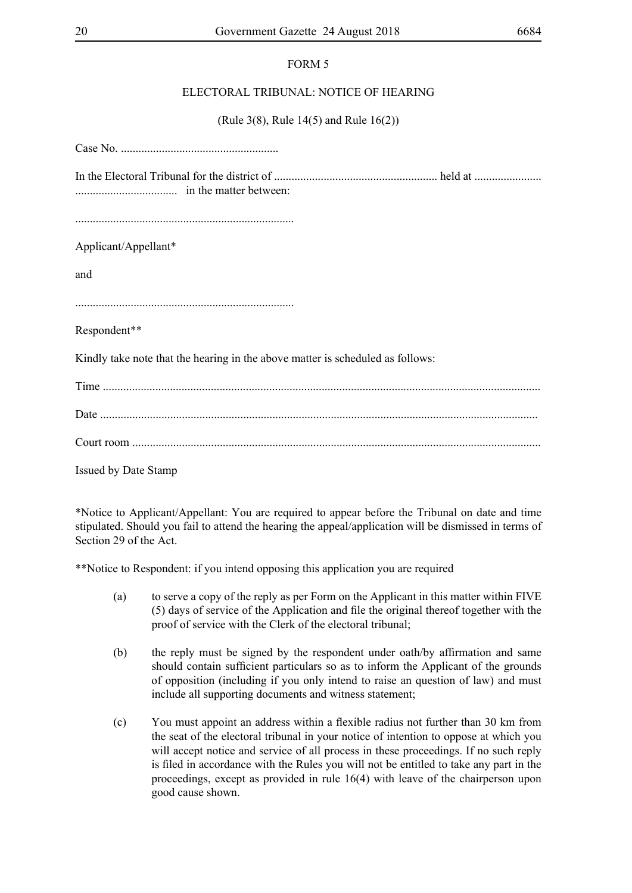FORM 5

ELECTORAL TRIBUNAL: NOTICE OF HEARING

(Rule 3(8), Rule 14(5) and Rule 16(2))

Case No. ......................................................

In the Electoral Tribunal for the district of ........................................................ held at ....................... ................................... in the matter between:

...........................................................................

Applicant/Appellant*

and

...........................................................................

Respondent**

Kindly take note that the hearing in the above matter is scheduled as follows:

Time .....................................................................................................................................................

Date .....................................................................................................................................................

Court room ..........................................................................................................................................

Issued by Date Stamp

*Notice to Applicant/Appellant: You are required to appear before the Tribunal on date and time stipulated. Should you fail to attend the hearing the appeal/application will be dismissed in terms of Section 29 of the Act.

**Notice to Respondent: if you intend opposing this application you are required

(a) to serve a copy of the reply as per Form on the Applicant in this matter within FIVE (5) days of service of the Application and file the original thereof together with the proof of service with the Clerk of the electoral tribunal;

(b) the reply must be signed by the respondent under oath/by affirmation and same should contain sufficient particulars so as to inform the Applicant of the grounds of opposition (including if you only intend to raise an question of law) and must include all supporting documents and witness statement;

(c) You must appoint an address within a flexible radius not further than 30 km from the seat of the electoral tribunal in your notice of intention to oppose at which you will accept notice and service of all process in these proceedings. If no such reply is filed in accordance with the Rules you will not be entitled to take any part in the proceedings, except as provided in rule 16(4) with leave of the chairperson upon good cause shown.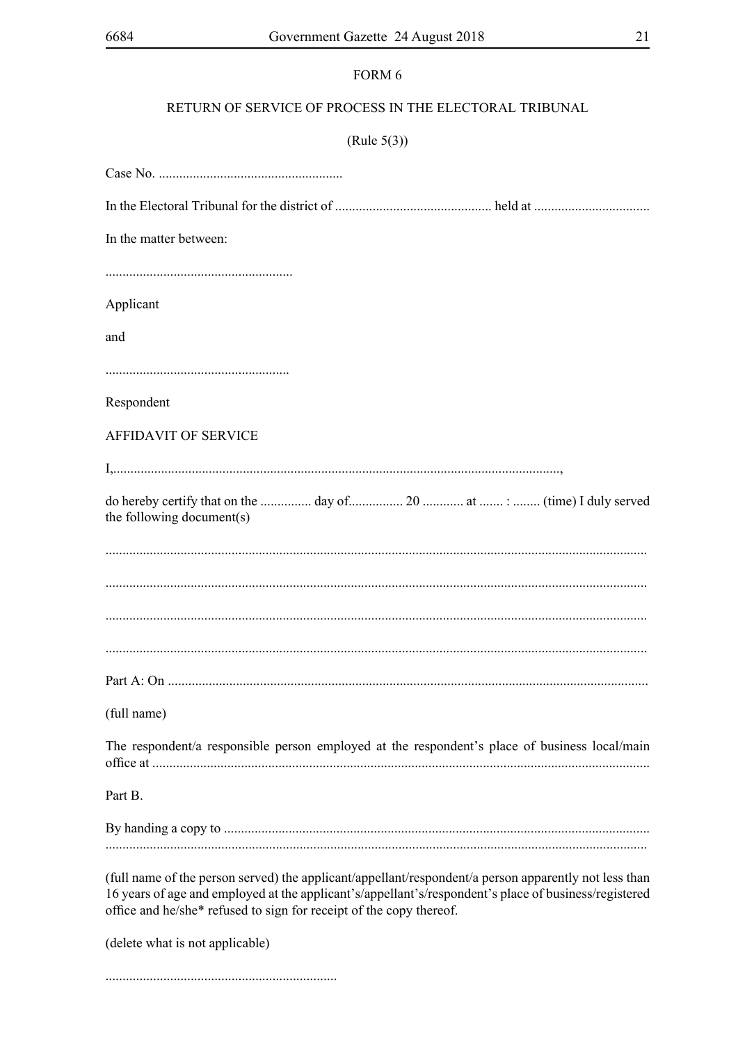FORM 6

RETURN OF SERVICE OF PROCESS IN THE ELECTORAL TRIBUNAL

(Rule 5(3))

Case No. ......................................................

In the Electoral Tribunal for the district of .............................................. held at ..................................

In the matter between:

.......................................................

Applicant

and

......................................................

Respondent

AFFIDAVIT OF SERVICE

I,...................................................................................................................................,

do hereby certify that on the ............... day of................ 20 ............ at ....... : ........ (time) I duly served the following document(s)

.............................................................................................................................................

.............................................................................................................................................

.............................................................................................................................................

.............................................................................................................................................

Part A: On ...........................................................................................................................

(full name)

The respondent/a responsible person employed at the respondent's place of business local/main office at .................................................................................................................................

Part B.

By handing a copy to ...........................................................................................................
.............................................................................................................................................

(full name of the person served) the applicant/appellant/respondent/a person apparently not less than 16 years of age and employed at the applicant's/appellant's/respondent's place of business/registered office and he/she* refused to sign for receipt of the copy thereof.

(delete what is not applicable)

....................................................................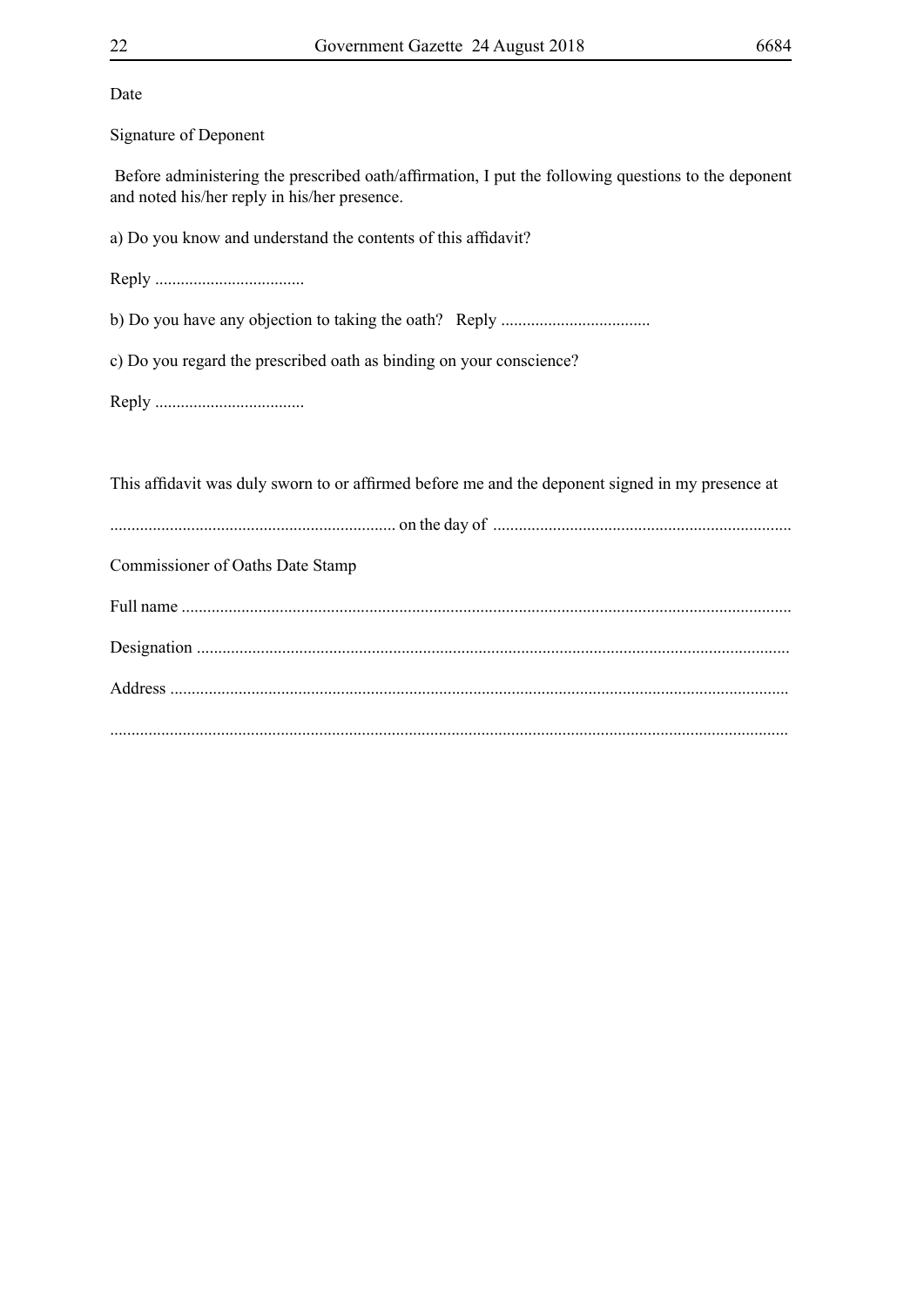Date

Signature of Deponent

Before administering the prescribed oath/affirmation, I put the following questions to the deponent and noted his/her reply in his/her presence.

a) Do you know and understand the contents of this affidavit?

Reply ..................................

b) Do you have any objection to taking the oath?   Reply ..................................

c) Do you regard the prescribed oath as binding on your conscience?

Reply ..................................

This affidavit was duly sworn to or affirmed before me and the deponent signed in my presence at

.................................................................. on the day of .....................................................................

Commissioner of Oaths Date Stamp

Full name .............................................................................................................................................

Designation .........................................................................................................................................

Address ...............................................................................................................................................

............................................................................................................................................................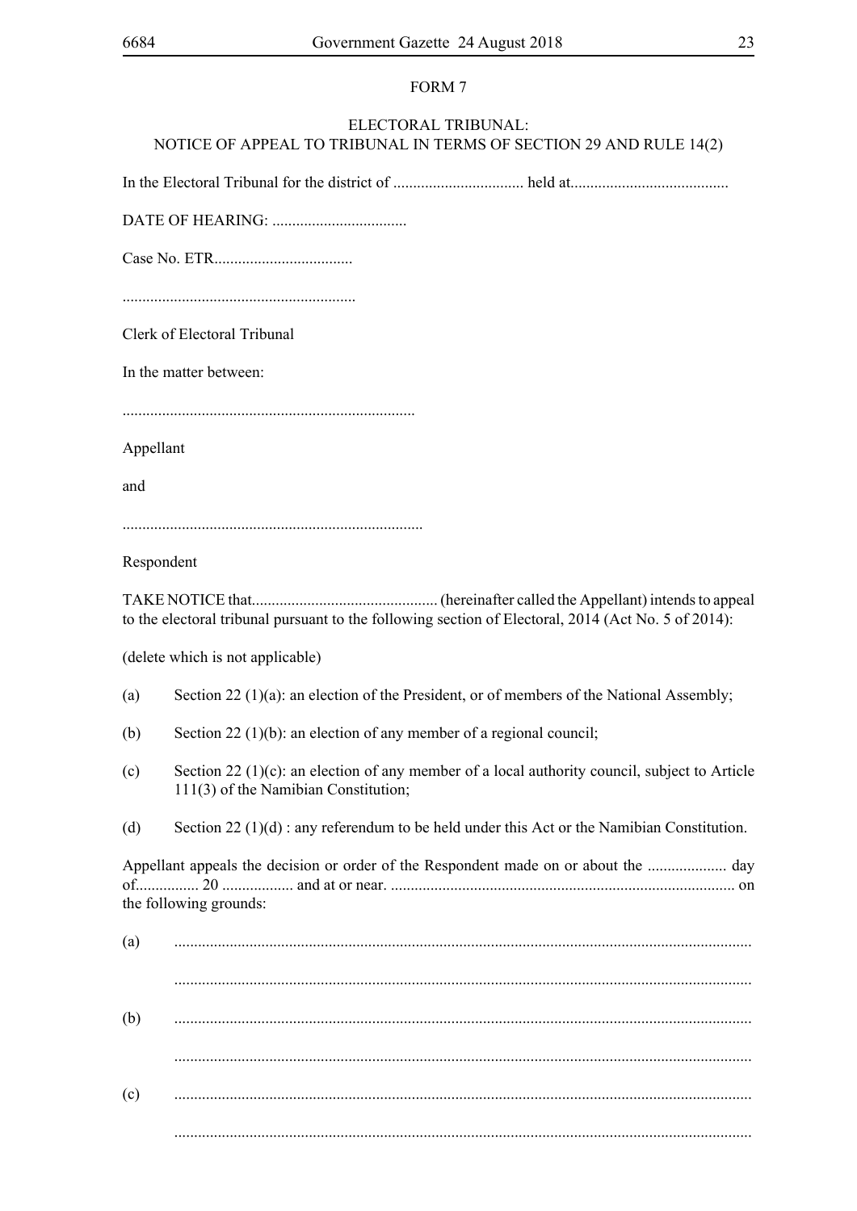FORM 7

ELECTORAL TRIBUNAL:
NOTICE OF APPEAL TO TRIBUNAL IN TERMS OF SECTION 29 AND RULE 14(2)

In the Electoral Tribunal for the district of ................................. held at........................................

DATE OF HEARING: ..................................

Case No. ETR...................................

...........................................................

Clerk of Electoral Tribunal

In the matter between:

..........................................................................

Appellant

and

...........................................................................

Respondent

TAKE NOTICE that............................................... (hereinafter called the Appellant) intends to appeal to the electoral tribunal pursuant to the following section of Electoral, 2014 (Act No. 5 of 2014):

(delete which is not applicable)

(a) Section 22 (1)(a): an election of the President, or of members of the National Assembly;

(b) Section 22 (1)(b): an election of any member of a regional council;

(c) Section 22 (1)(c): an election of any member of a local authority council, subject to Article 111(3) of the Namibian Constitution;

(d) Section 22 (1)(d) : any referendum to be held under this Act or the Namibian Constitution.

Appellant appeals the decision or order of the Respondent made on or about the .................... day of................ 20 .................. and at or near. ....................................................................................... on the following grounds:

(a) ...............................................................................................................................................

...............................................................................................................................................

(b) ...............................................................................................................................................

...............................................................................................................................................

(c) ...............................................................................................................................................

...............................................................................................................................................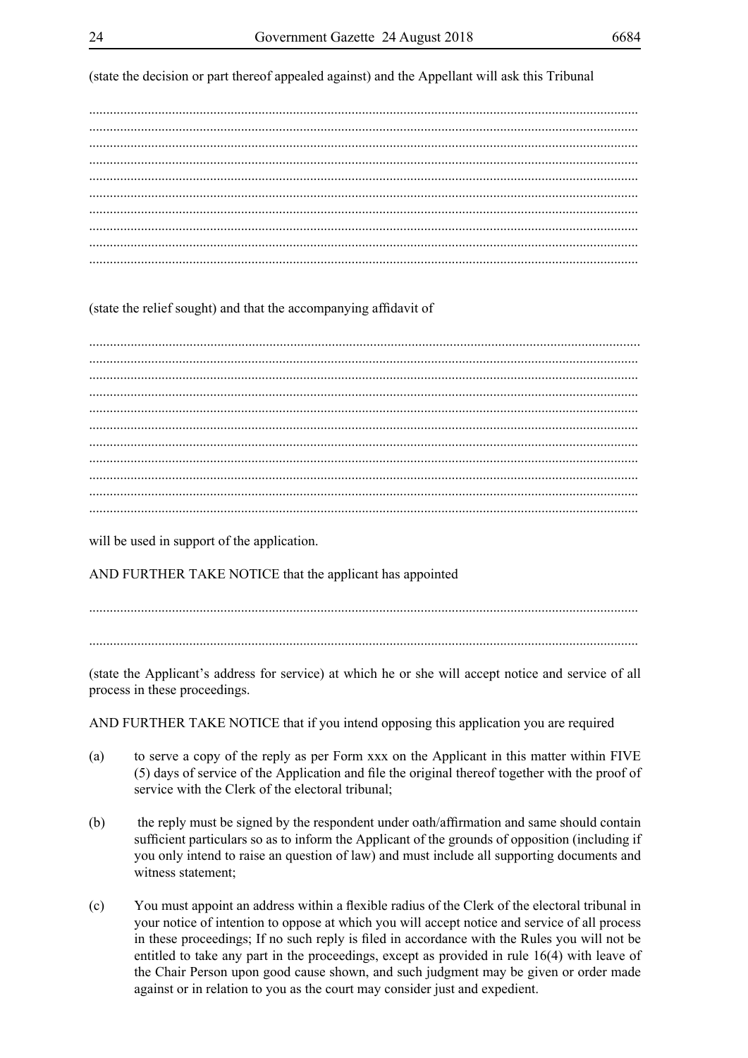(state the decision or part thereof appealed against) and the Appellant will ask this Tribunal

.............................................................................................................................................

.............................................................................................................................................

.............................................................................................................................................

.............................................................................................................................................

.............................................................................................................................................

.............................................................................................................................................

.............................................................................................................................................

.............................................................................................................................................

.............................................................................................................................................

.............................................................................................................................................

(state the relief sought) and that the accompanying affidavit of

.............................................................................................................................................

.............................................................................................................................................

.............................................................................................................................................

.............................................................................................................................................

.............................................................................................................................................

.............................................................................................................................................

.............................................................................................................................................

.............................................................................................................................................

.............................................................................................................................................

.............................................................................................................................................

.............................................................................................................................................

will be used in support of the application.

AND FURTHER TAKE NOTICE that the applicant has appointed

.............................................................................................................................................

.............................................................................................................................................

(state the Applicant's address for service) at which he or she will accept notice and service of all process in these proceedings.

AND FURTHER TAKE NOTICE that if you intend opposing this application you are required

(a) to serve a copy of the reply as per Form xxx on the Applicant in this matter within FIVE (5) days of service of the Application and file the original thereof together with the proof of service with the Clerk of the electoral tribunal;

(b) the reply must be signed by the respondent under oath/affirmation and same should contain sufficient particulars so as to inform the Applicant of the grounds of opposition (including if you only intend to raise an question of law) and must include all supporting documents and witness statement;

(c) You must appoint an address within a flexible radius of the Clerk of the electoral tribunal in your notice of intention to oppose at which you will accept notice and service of all process in these proceedings; If no such reply is filed in accordance with the Rules you will not be entitled to take any part in the proceedings, except as provided in rule 16(4) with leave of the Chair Person upon good cause shown, and such judgment may be given or order made against or in relation to you as the court may consider just and expedient.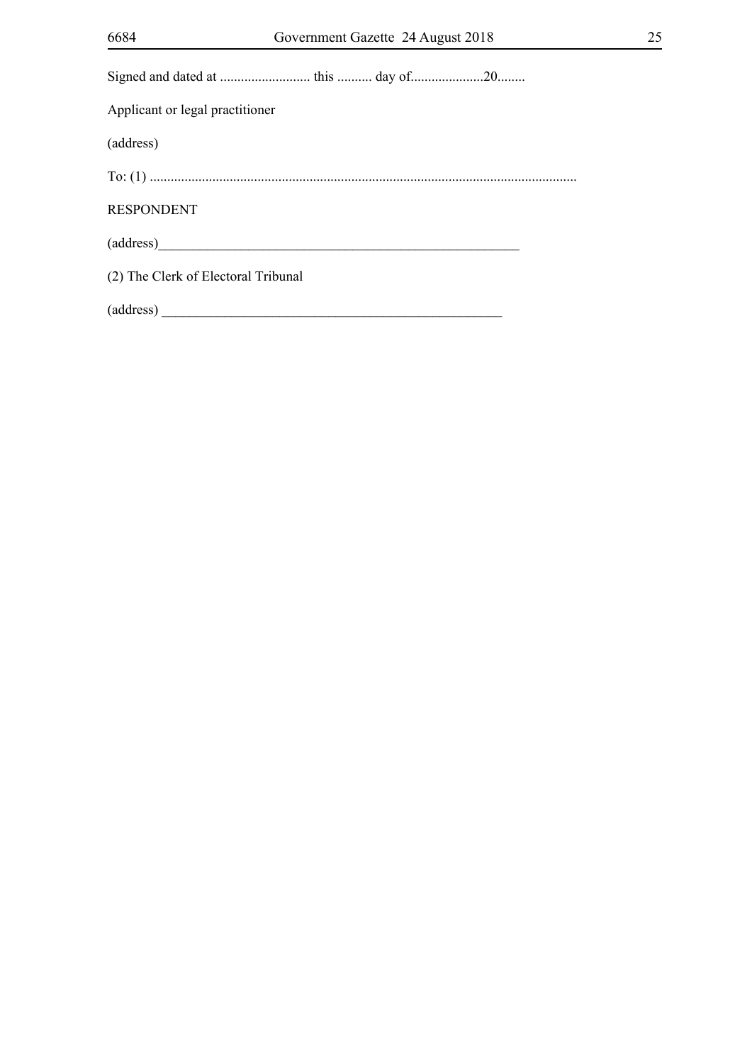Signed and dated at .......................... this .......... day of.....................20........

Applicant or legal practitioner

(address)

To: (1) ..........................................................................................................................

RESPONDENT

(address)______________________________________________________

(2) The Clerk of Electoral Tribunal

(address) ___________________________________________________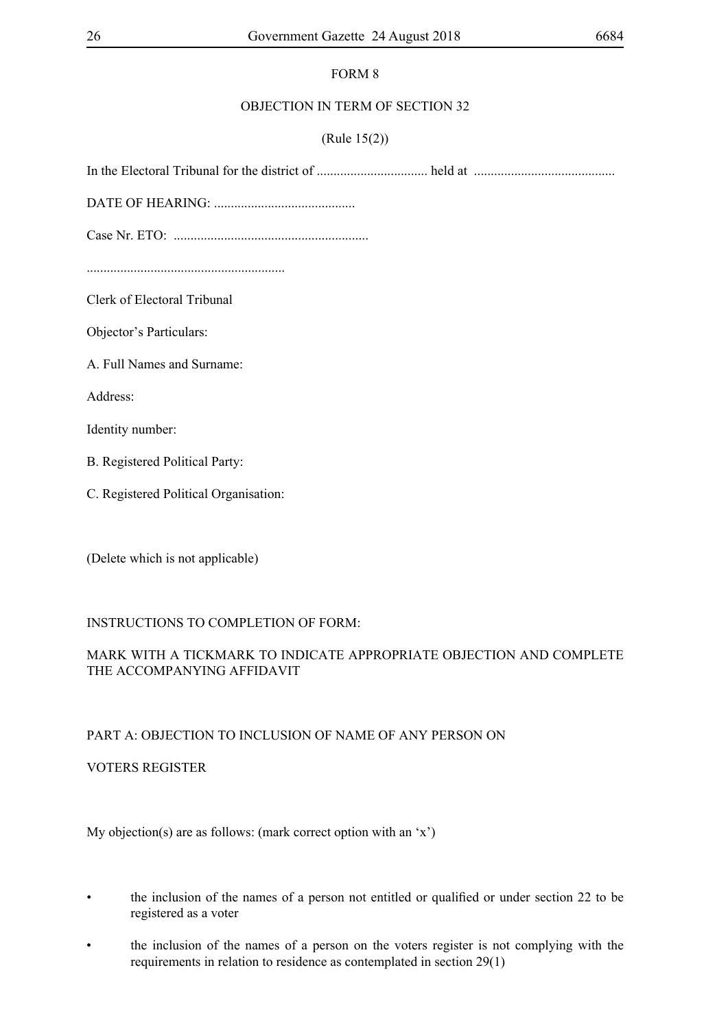FORM 8

OBJECTION IN TERM OF SECTION 32

(Rule 15(2))

In the Electoral Tribunal for the district of ................................. held at ..........................................

DATE OF HEARING: ..........................................

Case Nr. ETO: ..........................................................

..........................................................

Clerk of Electoral Tribunal

Objector's Particulars:

A. Full Names and Surname:

Address:

Identity number:

B. Registered Political Party:

C. Registered Political Organisation:

(Delete which is not applicable)

INSTRUCTIONS TO COMPLETION OF FORM:

MARK WITH A TICKMARK TO INDICATE APPROPRIATE OBJECTION AND COMPLETE THE ACCOMPANYING AFFIDAVIT

PART A: OBJECTION TO INCLUSION OF NAME OF ANY PERSON ON

VOTERS REGISTER

My objection(s) are as follows: (mark correct option with an 'x')

- the inclusion of the names of a person not entitled or qualified or under section 22 to be registered as a voter
- the inclusion of the names of a person on the voters register is not complying with the requirements in relation to residence as contemplated in section 29(1)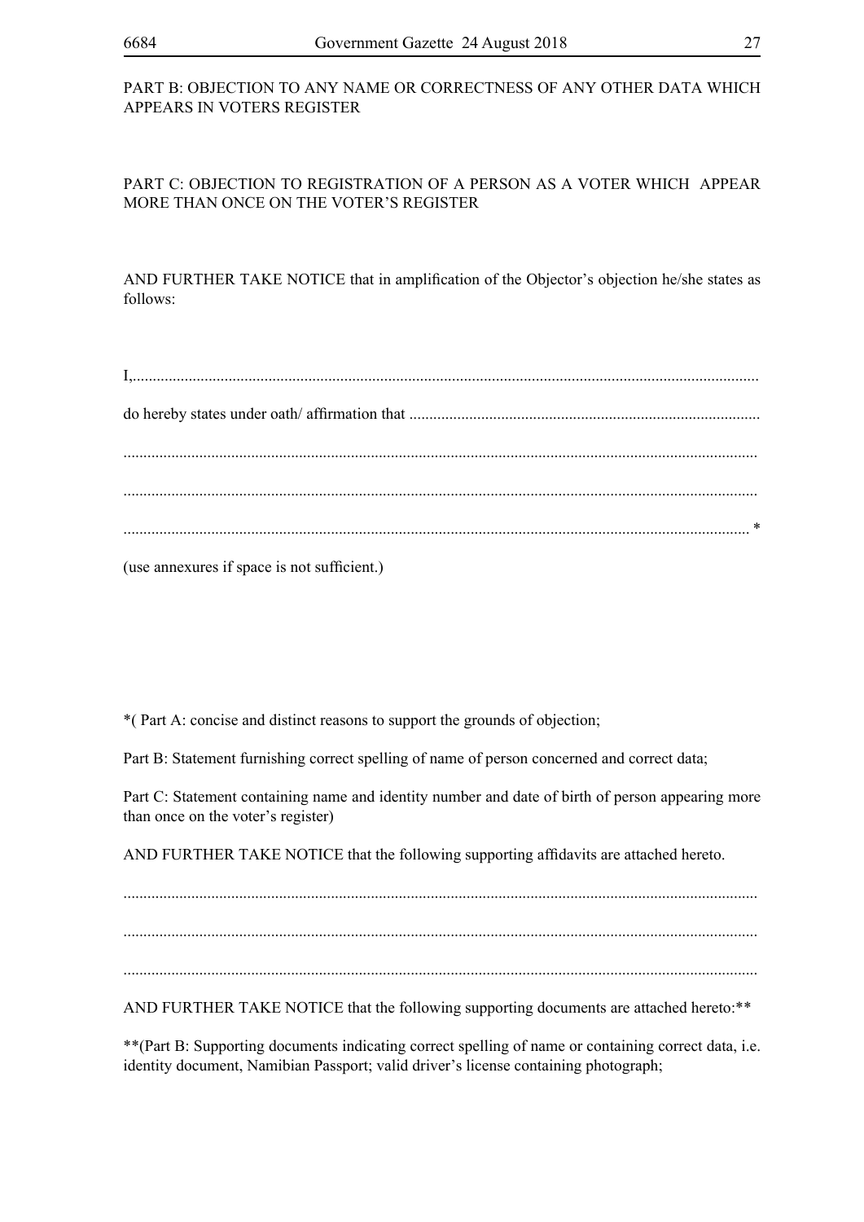PART B: OBJECTION TO ANY NAME OR CORRECTNESS OF ANY OTHER DATA WHICH APPEARS IN VOTERS REGISTER

PART C: OBJECTION TO REGISTRATION OF A PERSON AS A VOTER WHICH APPEAR MORE THAN ONCE ON THE VOTER'S REGISTER

AND FURTHER TAKE NOTICE that in amplification of the Objector's objection he/she states as follows:

I,..............................................................................................................................................

do hereby states under oath/ affirmation that .......................................................................................

.............................................................................................................................................

.............................................................................................................................................

............................................................................................................................................. *

(use annexures if space is not sufficient.)

*( Part A: concise and distinct reasons to support the grounds of objection;

Part B: Statement furnishing correct spelling of name of person concerned and correct data;

Part C: Statement containing name and identity number and date of birth of person appearing more than once on the voter's register)

AND FURTHER TAKE NOTICE that the following supporting affidavits are attached hereto.

.............................................................................................................................................

.............................................................................................................................................

.............................................................................................................................................

AND FURTHER TAKE NOTICE that the following supporting documents are attached hereto:**

**(Part B: Supporting documents indicating correct spelling of name or containing correct data, i.e. identity document, Namibian Passport; valid driver's license containing photograph;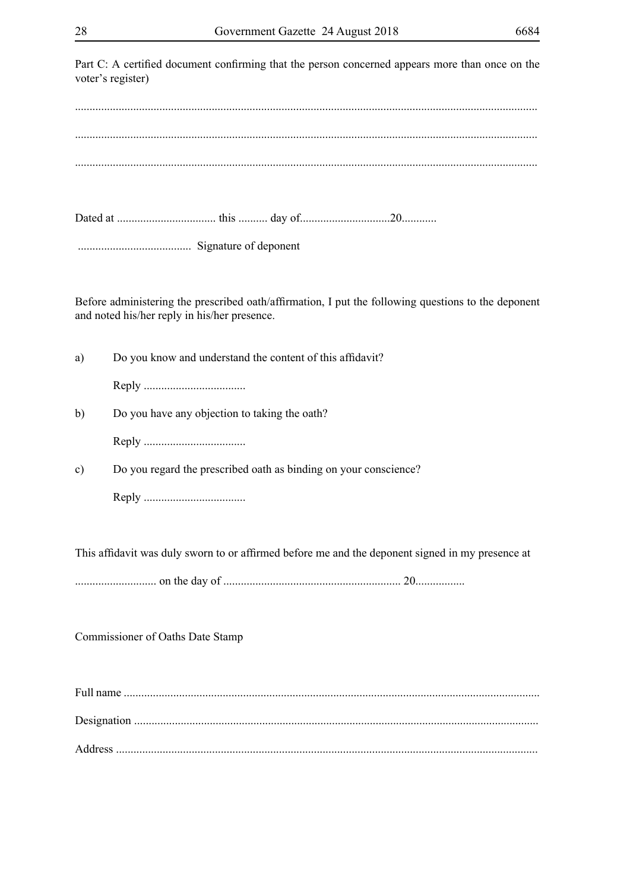Part C: A certified document confirming that the person concerned appears more than once on the voter's register)

..............................................................................................................................................

..............................................................................................................................................

..............................................................................................................................................

Dated at .................................. this .......... day of..............................20............

....................................... Signature of deponent

Before administering the prescribed oath/affirmation, I put the following questions to the deponent and noted his/her reply in his/her presence.

a) Do you know and understand the content of this affidavit?

Reply ...................................

b) Do you have any objection to taking the oath?

Reply ...................................

c) Do you regard the prescribed oath as binding on your conscience?

Reply ...................................

This affidavit was duly sworn to or affirmed before me and the deponent signed in my presence at

............................ on the day of ............................................................ 20.................

Commissioner of Oaths Date Stamp

Full name .............................................................................................................................................

Designation .........................................................................................................................................

Address ...............................................................................................................................................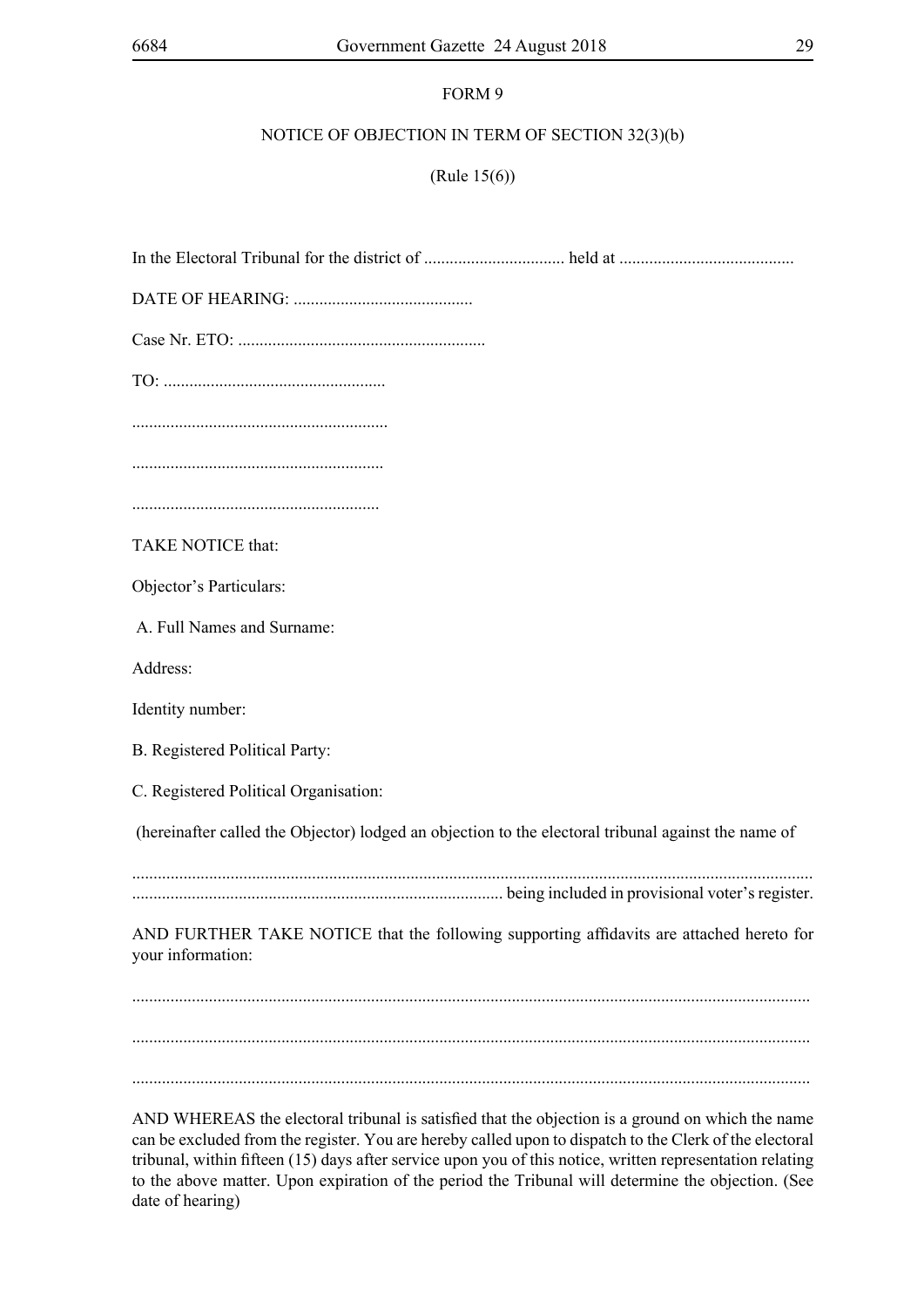FORM 9

NOTICE OF OBJECTION IN TERM OF SECTION 32(3)(b)

(Rule 15(6))

In the Electoral Tribunal for the district of ................................. held at .........................................

DATE OF HEARING: ..........................................

Case Nr. ETO: ..........................................................

TO: ....................................................

............................................................

...........................................................

..........................................................

TAKE NOTICE that:

Objector's Particulars:

A. Full Names and Surname:

Address:

Identity number:

B. Registered Political Party:

C. Registered Political Organisation:

(hereinafter called the Objector) lodged an objection to the electoral tribunal against the name of

............................................................................................................................................................
...................................................................................... being included in provisional voter's register.

AND FURTHER TAKE NOTICE that the following supporting affidavits are attached hereto for your information:

............................................................................................................................................................

............................................................................................................................................................

............................................................................................................................................................

AND WHEREAS the electoral tribunal is satisfied that the objection is a ground on which the name can be excluded from the register. You are hereby called upon to dispatch to the Clerk of the electoral tribunal, within fifteen (15) days after service upon you of this notice, written representation relating to the above matter. Upon expiration of the period the Tribunal will determine the objection. (See date of hearing)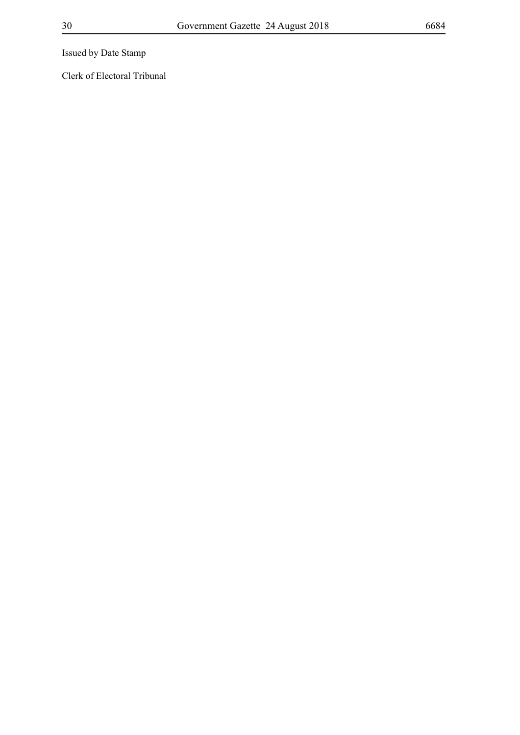Issued by Date Stamp

Clerk of Electoral Tribunal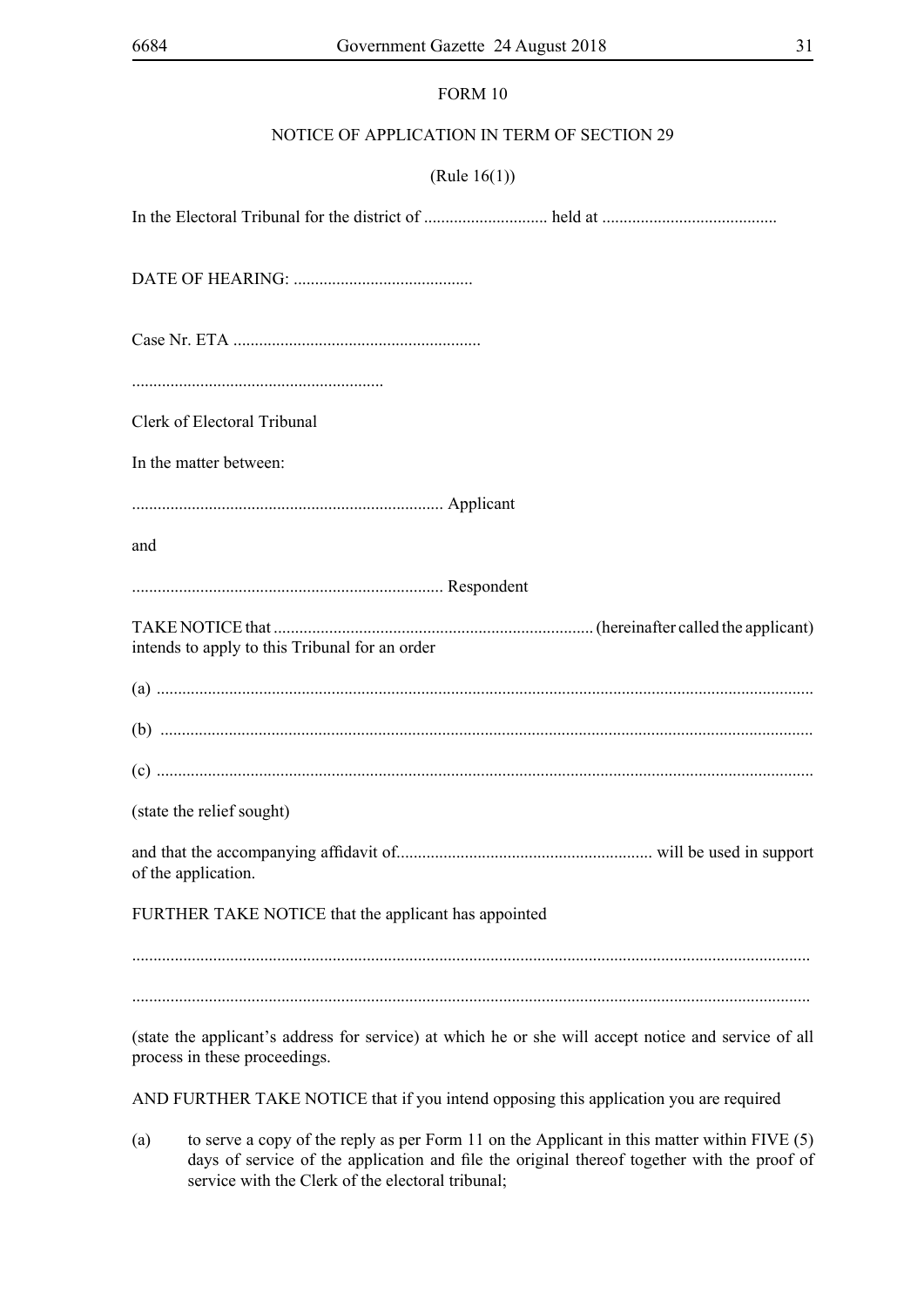FORM 10

NOTICE OF APPLICATION IN TERM OF SECTION 29

(Rule 16(1))

In the Electoral Tribunal for the district of ............................. held at .........................................

DATE OF HEARING: ..........................................

Case Nr. ETA .........................................................

..........................................................

Clerk of Electoral Tribunal

In the matter between:

........................................................................ Applicant

and

........................................................................ Respondent

TAKE NOTICE that .......................................................................... (hereinafter called the applicant) intends to apply to this Tribunal for an order

(a) .......................................................................................................................................................

(b) .......................................................................................................................................................

(c) .......................................................................................................................................................

(state the relief sought)

and that the accompanying affidavit of........................................................... will be used in support of the application.

FURTHER TAKE NOTICE that the applicant has appointed

.............................................................................................................................................................

.............................................................................................................................................................

(state the applicant's address for service) at which he or she will accept notice and service of all process in these proceedings.

AND FURTHER TAKE NOTICE that if you intend opposing this application you are required

(a) to serve a copy of the reply as per Form 11 on the Applicant in this matter within FIVE (5) days of service of the application and file the original thereof together with the proof of service with the Clerk of the electoral tribunal;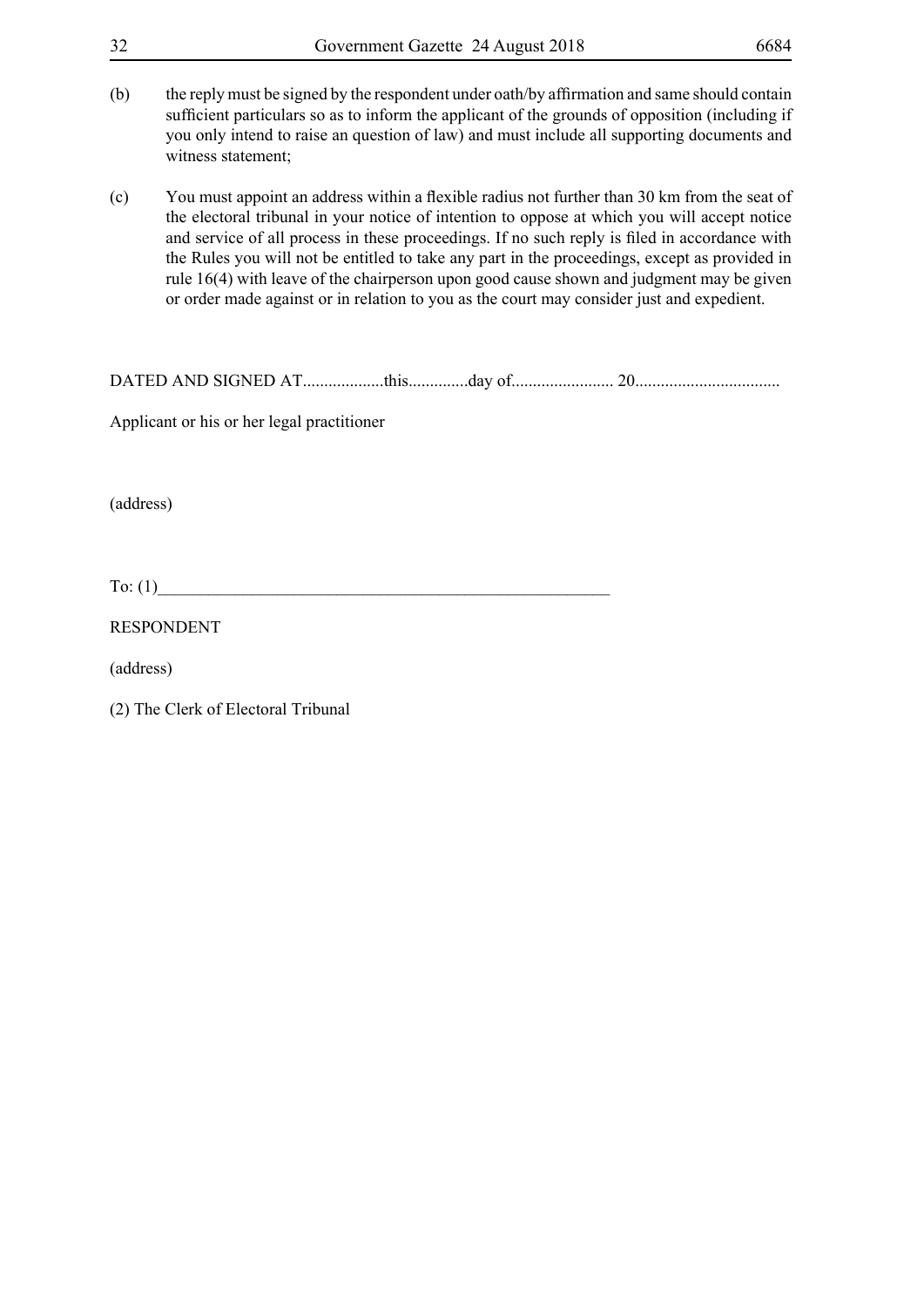(b) the reply must be signed by the respondent under oath/by affirmation and same should contain sufficient particulars so as to inform the applicant of the grounds of opposition (including if you only intend to raise an question of law) and must include all supporting documents and witness statement;

(c) You must appoint an address within a flexible radius not further than 30 km from the seat of the electoral tribunal in your notice of intention to oppose at which you will accept notice and service of all process in these proceedings. If no such reply is filed in accordance with the Rules you will not be entitled to take any part in the proceedings, except as provided in rule 16(4) with leave of the chairperson upon good cause shown and judgment may be given or order made against or in relation to you as the court may consider just and expedient.

DATED AND SIGNED AT...................this.............day of........................ 20.................................

Applicant or his or her legal practitioner

(address)

To: (1)______________________________________________________

RESPONDENT

(address)

(2) The Clerk of Electoral Tribunal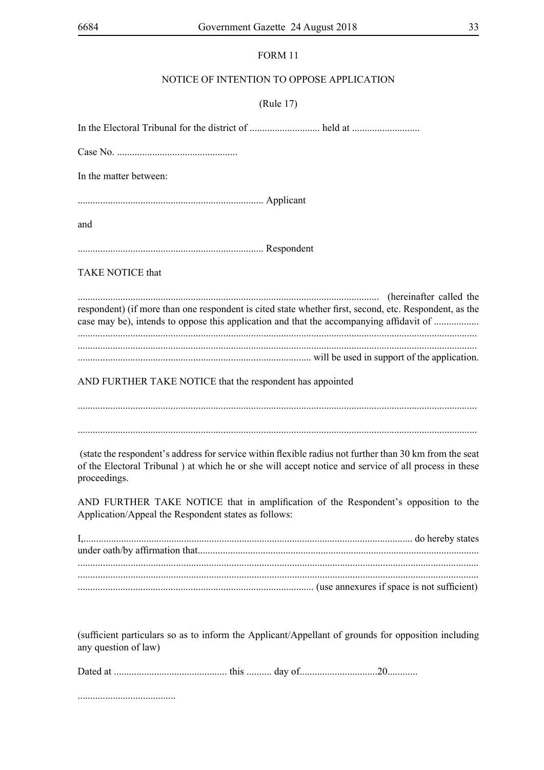FORM 11

NOTICE OF INTENTION TO OPPOSE APPLICATION

(Rule 17)

In the Electoral Tribunal for the district of ............................ held at ...........................

Case No. ................................................

In the matter between:

......................................................................... Applicant

and

......................................................................... Respondent

TAKE NOTICE that

....................................................................................................................... (hereinafter called the respondent) (if more than one respondent is cited state whether first, second, etc. Respondent, as the case may be), intends to oppose this application and that the accompanying affidavit of ..................
.............................................................................................................................................
.............................................................................................................................................
............................................................................................ will be used in support of the application.

AND FURTHER TAKE NOTICE that the respondent has appointed

.............................................................................................................................................

.............................................................................................................................................

(state the respondent's address for service within flexible radius not further than 30 km from the seat of the Electoral Tribunal ) at which he or she will accept notice and service of all process in these proceedings.

AND FURTHER TAKE NOTICE that in amplification of the Respondent's opposition to the Application/Appeal the Respondent states as follows:

I,................................................................................................................................ do hereby states under oath/by affirmation that..............................................................................................................
.............................................................................................................................................
.............................................................................................................................................
............................................................................................ (use annexures if space is not sufficient)

(sufficient particulars so as to inform the Applicant/Appellant of grounds for opposition including any question of law)

Dated at ............................................ this .......... day of..............................20............

.......................................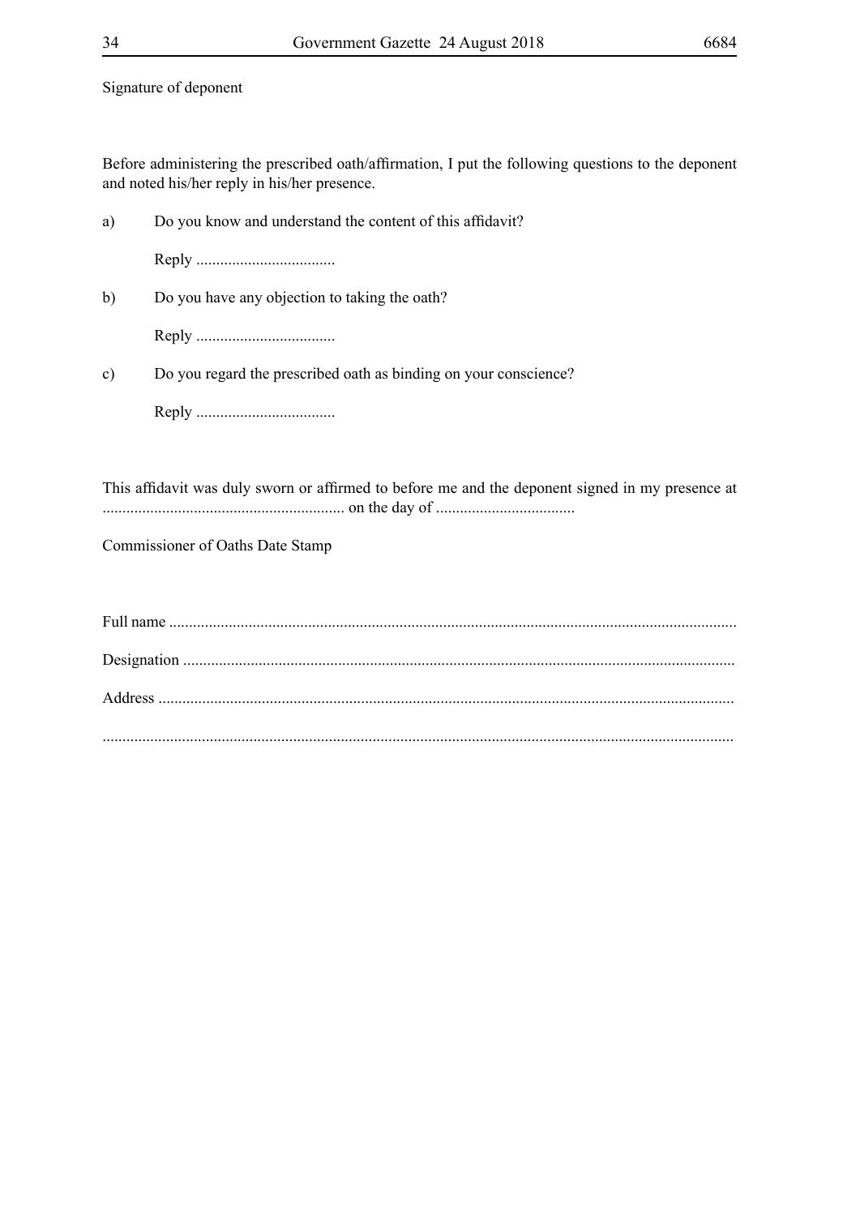Signature of deponent

Before administering the prescribed oath/affirmation, I put the following questions to the deponent and noted his/her reply in his/her presence.

a) Do you know and understand the content of this affidavit?

   Reply ...................................

b) Do you have any objection to taking the oath?

   Reply ...................................

c) Do you regard the prescribed oath as binding on your conscience?

   Reply ...................................

This affidavit was duly sworn or affirmed to before me and the deponent signed in my presence at ............................................................ on the day of ...................................

Commissioner of Oaths Date Stamp

Full name .............................................................................................................................................

Designation .........................................................................................................................................

Address ...............................................................................................................................................

...........................................................................................................................................................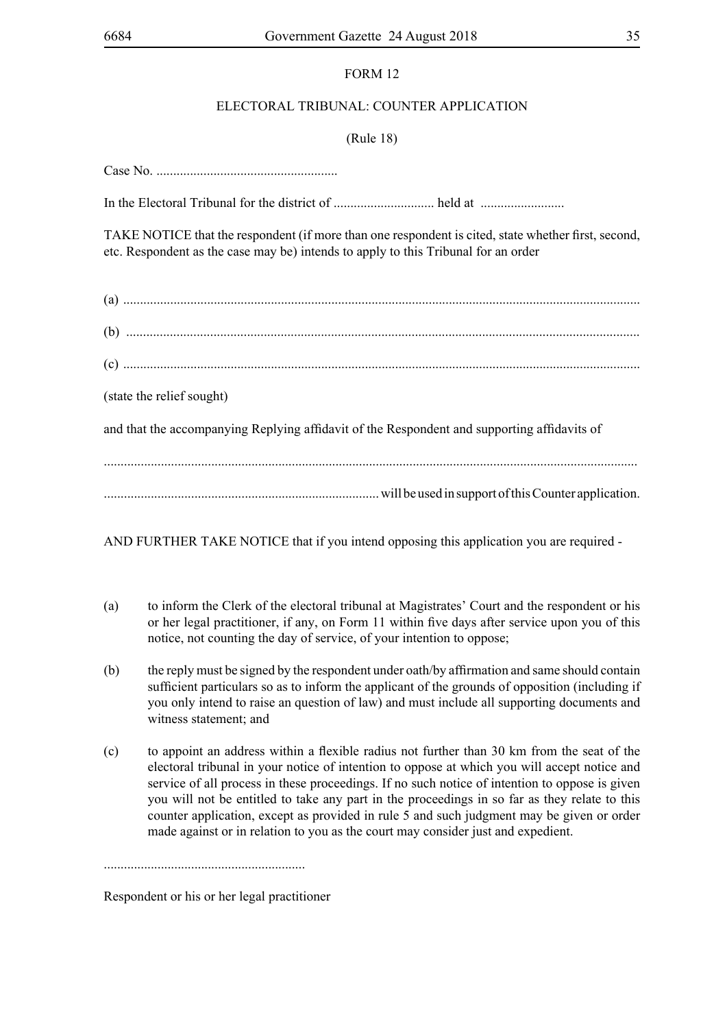FORM 12

ELECTORAL TRIBUNAL: COUNTER APPLICATION

(Rule 18)

Case No. ......................................................

In the Electoral Tribunal for the district of .............................. held at .........................

TAKE NOTICE that the respondent (if more than one respondent is cited, state whether first, second, etc. Respondent as the case may be) intends to apply to this Tribunal for an order

(a) ........................................................................................................................................................

(b) ........................................................................................................................................................

(c) ........................................................................................................................................................

(state the relief sought)

and that the accompanying Replying affidavit of the Respondent and supporting affidavits of

..............................................................................................................................................................

.................................................................................. will be used in support of this Counter application.

AND FURTHER TAKE NOTICE that if you intend opposing this application you are required -

(a) to inform the Clerk of the electoral tribunal at Magistrates' Court and the respondent or his or her legal practitioner, if any, on Form 11 within five days after service upon you of this notice, not counting the day of service, of your intention to oppose;

(b) the reply must be signed by the respondent under oath/by affirmation and same should contain sufficient particulars so as to inform the applicant of the grounds of opposition (including if you only intend to raise an question of law) and must include all supporting documents and witness statement; and

(c) to appoint an address within a flexible radius not further than 30 km from the seat of the electoral tribunal in your notice of intention to oppose at which you will accept notice and service of all process in these proceedings. If no such notice of intention to oppose is given you will not be entitled to take any part in the proceedings in so far as they relate to this counter application, except as provided in rule 5 and such judgment may be given or order made against or in relation to you as the court may consider just and expedient.

............................................................

Respondent or his or her legal practitioner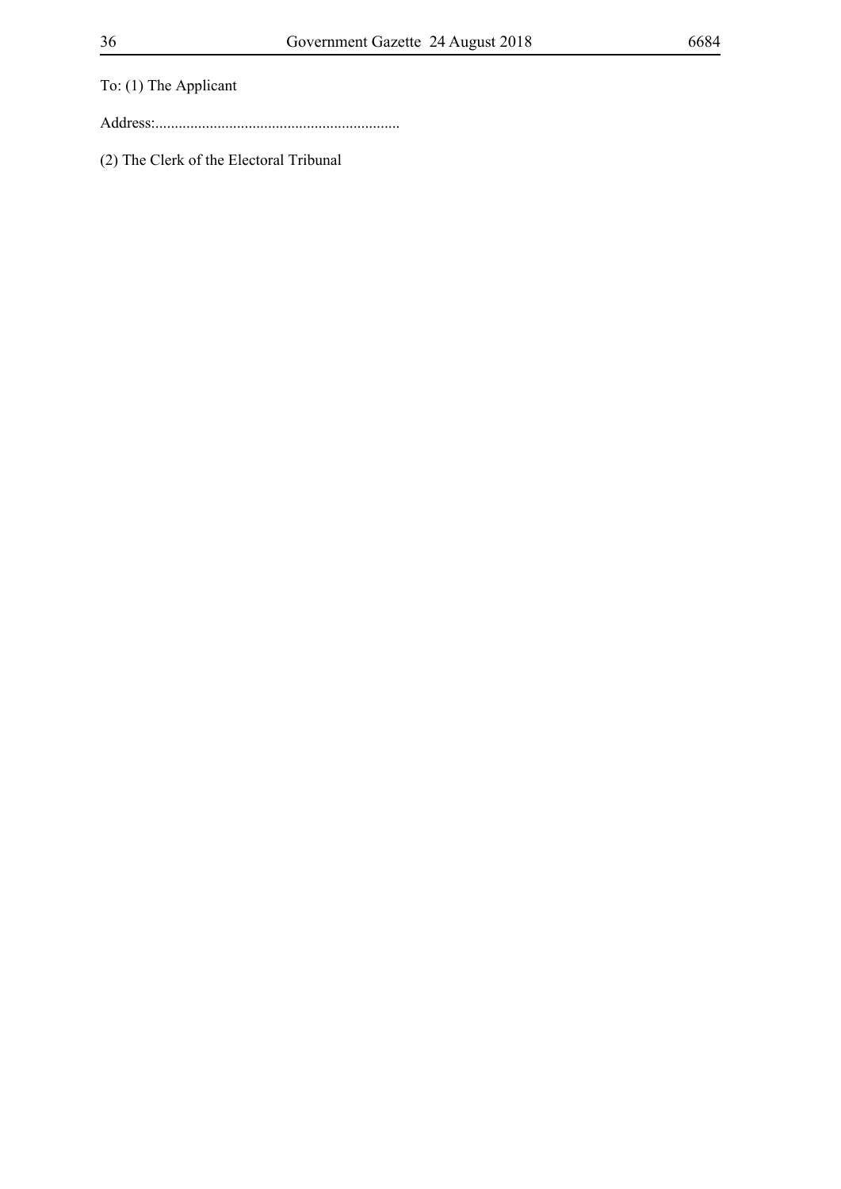To: (1) The Applicant

Address:..............................................................

(2) The Clerk of the Electoral Tribunal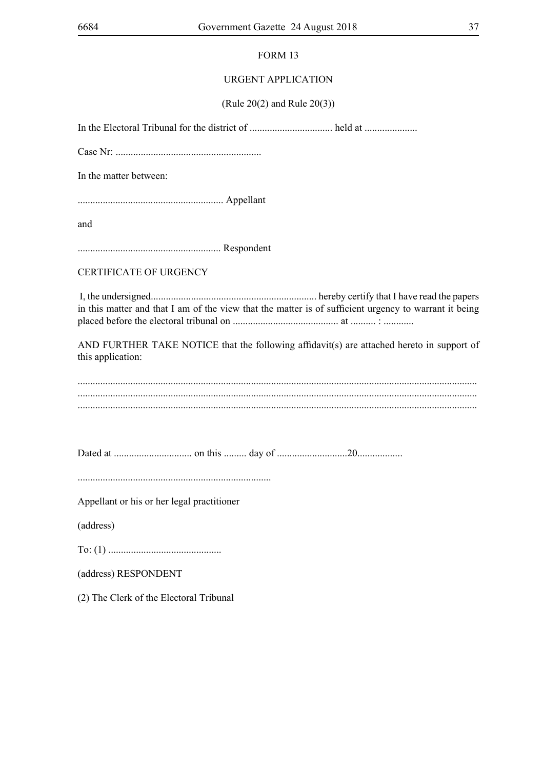FORM 13

URGENT APPLICATION

(Rule 20(2) and Rule 20(3))

In the Electoral Tribunal for the district of ................................. held at .....................

Case Nr: ..........................................................

In the matter between:

.......................................................... Appellant

and

......................................................... Respondent

CERTIFICATE OF URGENCY

I, the undersigned.................................................................. hereby certify that I have read the papers in this matter and that I am of the view that the matter is of sufficient urgency to warrant it being placed before the electoral tribunal on .......................................... at .......... : ............

AND FURTHER TAKE NOTICE that the following affidavit(s) are attached hereto in support of this application:

...........................................................................................................................................................
...........................................................................................................................................................
...........................................................................................................................................................

Dated at ............................... on this ......... day of ............................20..................

.............................................................................

Appellant or his or her legal practitioner

(address)

To: (1) .............................................

(address) RESPONDENT

(2) The Clerk of the Electoral Tribunal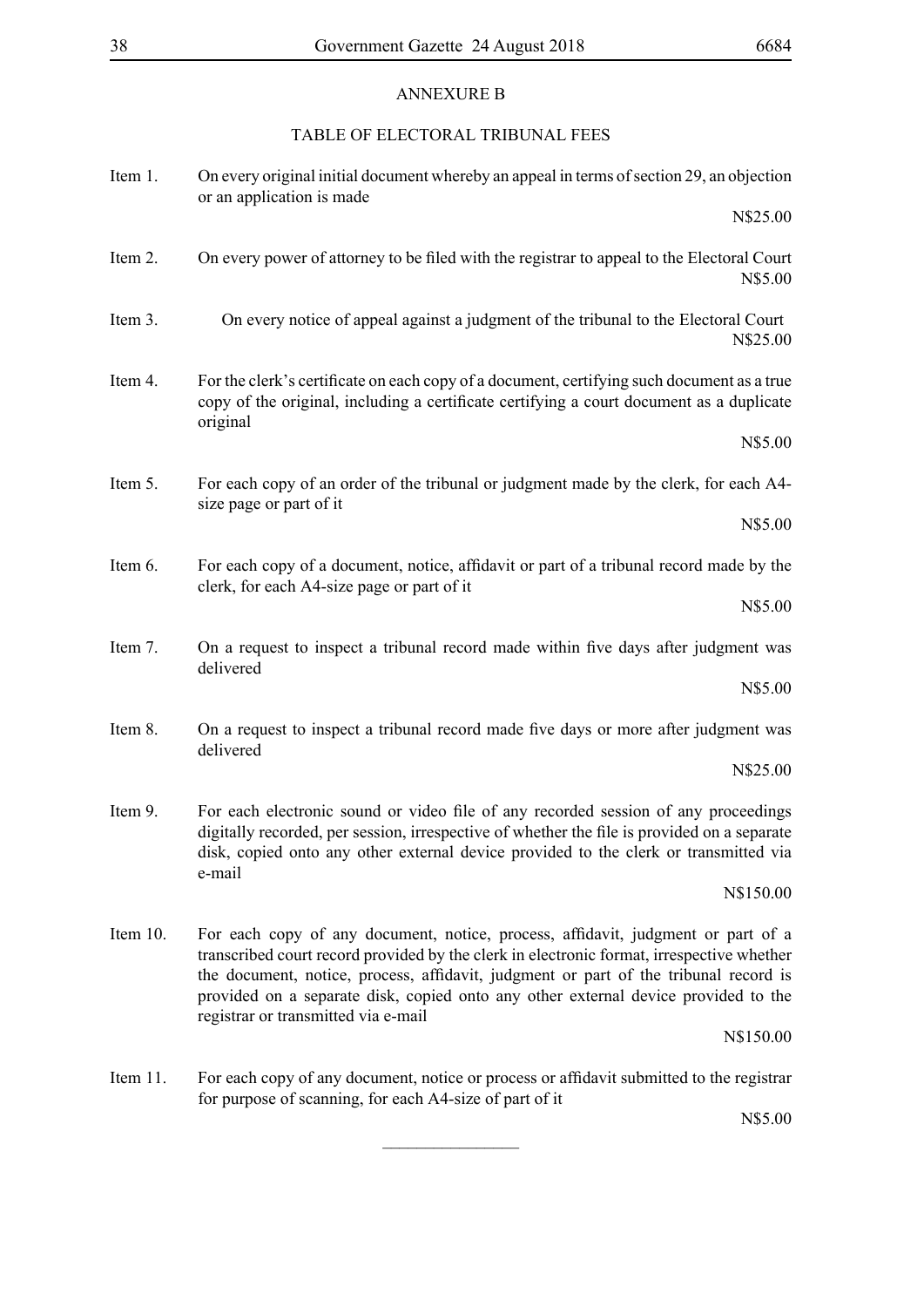## ANNEXURE B

## TABLE OF ELECTORAL TRIBUNAL FEES

Item 1. On every original initial document whereby an appeal in terms of section 29, an objection or an application is made

N$25.00

Item 2. On every power of attorney to be filed with the registrar to appeal to the Electoral Court

N$5.00

Item 3. On every notice of appeal against a judgment of the tribunal to the Electoral Court

N$25.00

Item 4. For the clerk's certificate on each copy of a document, certifying such document as a true copy of the original, including a certificate certifying a court document as a duplicate original

N$5.00

Item 5. For each copy of an order of the tribunal or judgment made by the clerk, for each A4-size page or part of it

N$5.00

Item 6. For each copy of a document, notice, affidavit or part of a tribunal record made by the clerk, for each A4-size page or part of it

N$5.00

Item 7. On a request to inspect a tribunal record made within five days after judgment was delivered

N$5.00

Item 8. On a request to inspect a tribunal record made five days or more after judgment was delivered

N$25.00

Item 9. For each electronic sound or video file of any recorded session of any proceedings digitally recorded, per session, irrespective of whether the file is provided on a separate disk, copied onto any other external device provided to the clerk or transmitted via e-mail

N$150.00

Item 10. For each copy of any document, notice, process, affidavit, judgment or part of a transcribed court record provided by the clerk in electronic format, irrespective whether the document, notice, process, affidavit, judgment or part of the tribunal record is provided on a separate disk, copied onto any other external device provided to the registrar or transmitted via e-mail

N$150.00

Item 11. For each copy of any document, notice or process or affidavit submitted to the registrar for purpose of scanning, for each A4-size of part of it

N$5.00

________________